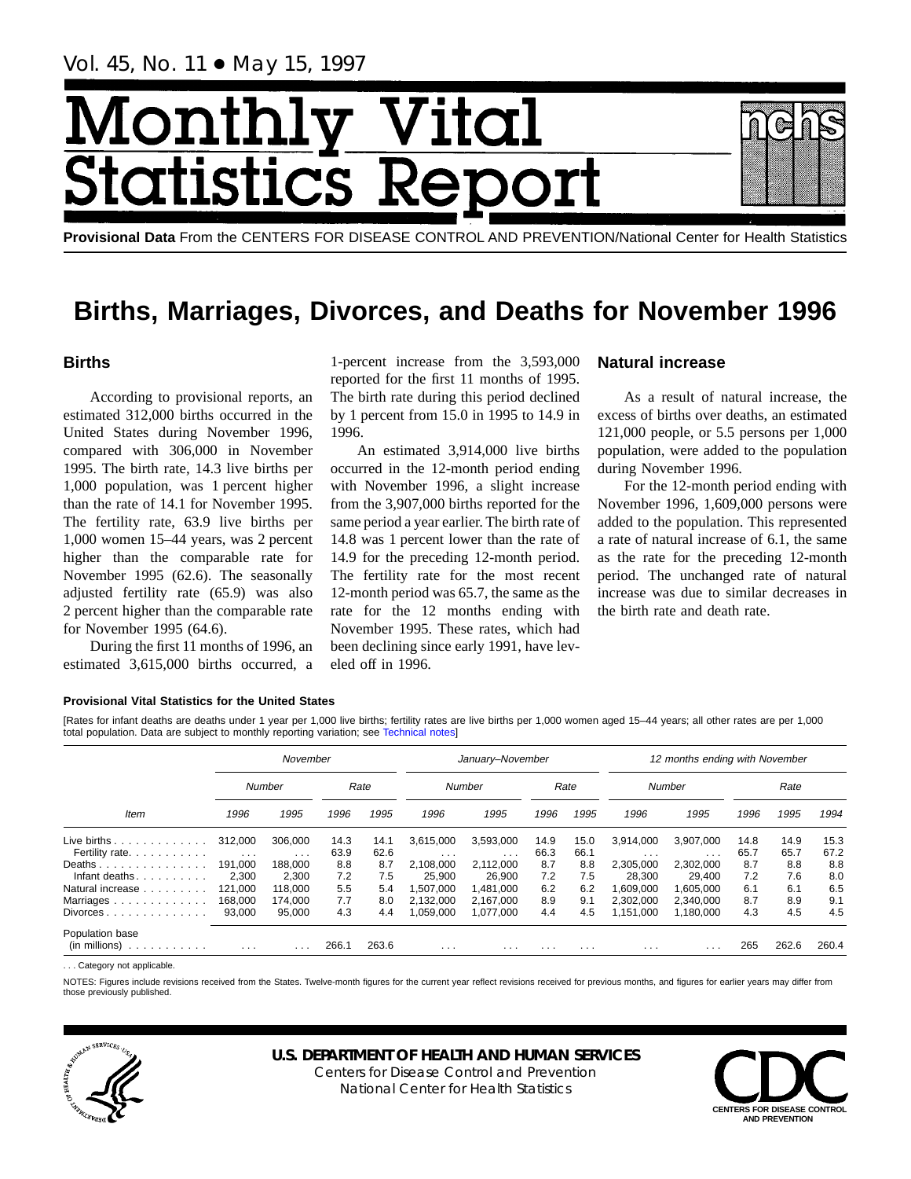# Monthly Vital Statistics Report

**Provisional Data** From the CENTERS FOR DISEASE CONTROL AND PREVENTION/National Center for Health Statistics

Vol. 45, No. 11 • May 15, 1997

# Births, Marriages, Divorces, and Deaths for November 1996

## Births

According to provisional reports, an estimated 312,000 births occurred in the United States during November 1996, compared with 306,000 in November 1995. The birth rate, 14.3 live births per 1,000 population, was 1 percent higher than the rate of 14.1 for November 1995. The fertility rate, 63.9 live births per 1,000 women 15–44 years, was 2 percent higher than the comparable rate for November 1995 (62.6). The seasonally adjusted fertility rate (65.9) was also 2 percent higher than the comparable rate for November 1995 (64.6).

During the first 11 months of 1996, an estimated 3,615,000 births occurred, a 1-percent increase from the 3,593,000 reported for the first 11 months of 1995. The birth rate during this period declined by 1 percent from 15.0 in 1995 to 14.9 in 1996.

An estimated 3,914,000 live births occurred in the 12-month period ending with November 1996, a slight increase from the 3,907,000 births reported for the same period a year earlier. The birth rate of 14.8 was 1 percent lower than the rate of 14.9 for the preceding 12-month period. The fertility rate for the most recent 12-month period was 65.7, the same as the rate for the 12 months ending with November 1995. These rates, which had been declining since early 1991, have leveled off in 1996.

## Natural increase

As a result of natural increase, the excess of births over deaths, an estimated 121,000 people, or 5.5 persons per 1,000 population, were added to the population during November 1996.

For the 12-month period ending with November 1996, 1,609,000 persons were added to the population. This represented a rate of natural increase of 6.1, the same as the rate for the preceding 12-month period. The unchanged rate of natural increase was due to similar decreases in the birth rate and death rate.

**Provisional Vital Statistics for the United States**

[Rates for infant deaths are deaths under 1 year per 1,000 live births; fertility rates are live births per 1,000 women aged 15–44 years; all other rates are per 1,000 total population. Data are subject to monthly reporting variation; see Technical notes]

| Item | November | | | | January–November | | | | 12 months ending with November | | | | |
|---|---|---|---|---|---|---|---|---|---|---|---|---|---|
| | Number | | Rate | | Number | | Rate | | Number | | Rate | | |
| | 1996 | 1995 | 1996 | 1995 | 1996 | 1995 | 1996 | 1995 | 1996 | 1995 | 1996 | 1995 | 1994 |
| Live births | 312,000 | 306,000 | 14.3 | 14.1 | 3,615,000 | 3,593,000 | 14.9 | 15.0 | 3,914,000 | 3,907,000 | 14.8 | 14.9 | 15.3 |
| Fertility rate | . . . | . . . | 63.9 | 62.6 | . . . | . . . | 66.3 | 66.1 | . . . | . . . | 65.7 | 65.7 | 67.2 |
| Deaths | 191,000 | 188,000 | 8.8 | 8.7 | 2,108,000 | 2,112,000 | 8.7 | 8.8 | 2,305,000 | 2,302,000 | 8.7 | 8.8 | 8.8 |
| Infant deaths | 2,300 | 2,300 | 7.2 | 7.5 | 25,900 | 26,900 | 7.2 | 7.5 | 28,300 | 29,400 | 7.2 | 7.6 | 8.0 |
| Natural increase | 121,000 | 118,000 | 5.5 | 5.4 | 1,507,000 | 1,481,000 | 6.2 | 6.2 | 1,609,000 | 1,605,000 | 6.1 | 6.1 | 6.5 |
| Marriages | 168,000 | 174,000 | 7.7 | 8.0 | 2,132,000 | 2,167,000 | 8.9 | 9.1 | 2,302,000 | 2,340,000 | 8.7 | 8.9 | 9.1 |
| Divorces | 93,000 | 95,000 | 4.3 | 4.4 | 1,059,000 | 1,077,000 | 4.4 | 4.5 | 1,151,000 | 1,180,000 | 4.3 | 4.5 | 4.5 |
| Population base (in millions) | . . . | . . . | 266.1 | 263.6 | . . . | . . . | . . . | . . . | . . . | . . . | 265 | 262.6 | 260.4 |

. . . Category not applicable.

NOTES: Figures include revisions received from the States. Twelve-month figures for the current year reflect revisions received for previous months, and figures for earlier years may differ from those previously published.

**U.S. DEPARTMENT OF HEALTH AND HUMAN SERVICES**
Centers for Disease Control and Prevention
National Center for Health Statistics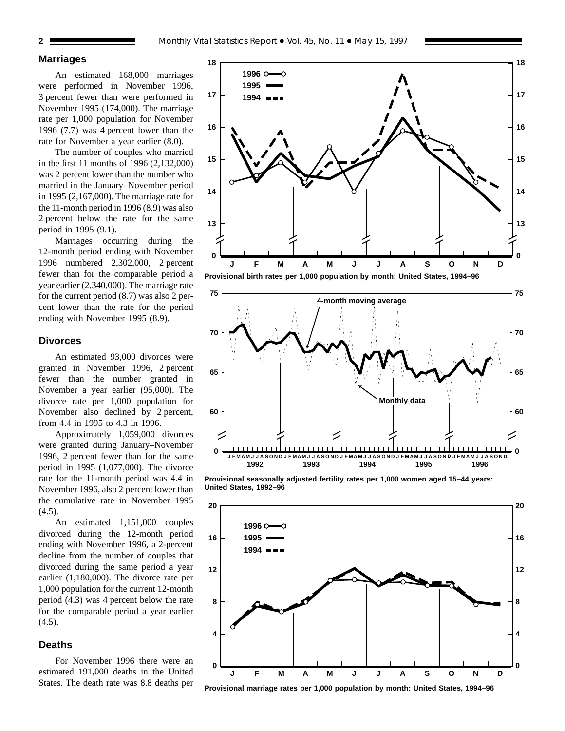## Marriages

An estimated 168,000 marriages were performed in November 1996, 3 percent fewer than were performed in November 1995 (174,000). The marriage rate per 1,000 population for November 1996 (7.7) was 4 percent lower than the rate for November a year earlier (8.0).

The number of couples who married in the first 11 months of 1996 (2,132,000) was 2 percent lower than the number who married in the January–November period in 1995 (2,167,000). The marriage rate for the 11-month period in 1996 (8.9) was also 2 percent below the rate for the same period in 1995 (9.1).

Marriages occurring during the 12-month period ending with November 1996 numbered 2,302,000, 2 percent fewer than for the comparable period a year earlier (2,340,000). The marriage rate for the current period (8.7) was also 2 percent lower than the rate for the period ending with November 1995 (8.9).

## Divorces

An estimated 93,000 divorces were granted in November 1996, 2 percent fewer than the number granted in November a year earlier (95,000). The divorce rate per 1,000 population for November also declined by 2 percent, from 4.4 in 1995 to 4.3 in 1996.

Approximately 1,059,000 divorces were granted during January–November 1996, 2 percent fewer than for the same period in 1995 (1,077,000). The divorce rate for the 11-month period was 4.4 in November 1996, also 2 percent lower than the cumulative rate in November 1995 (4.5).

An estimated 1,151,000 couples divorced during the 12-month period ending with November 1996, a 2-percent decline from the number of couples that divorced during the same period a year earlier (1,180,000). The divorce rate per 1,000 population for the current 12-month period (4.3) was 4 percent below the rate for the comparable period a year earlier (4.5).

## Deaths

For November 1996 there were an estimated 191,000 deaths in the United States. The death rate was 8.8 deaths per

Provisional birth rates per 1,000 population by month: United States, 1994–96

Provisional seasonally adjusted fertility rates per 1,000 women aged 15–44 years: United States, 1992–96

Provisional marriage rates per 1,000 population by month: United States, 1994–96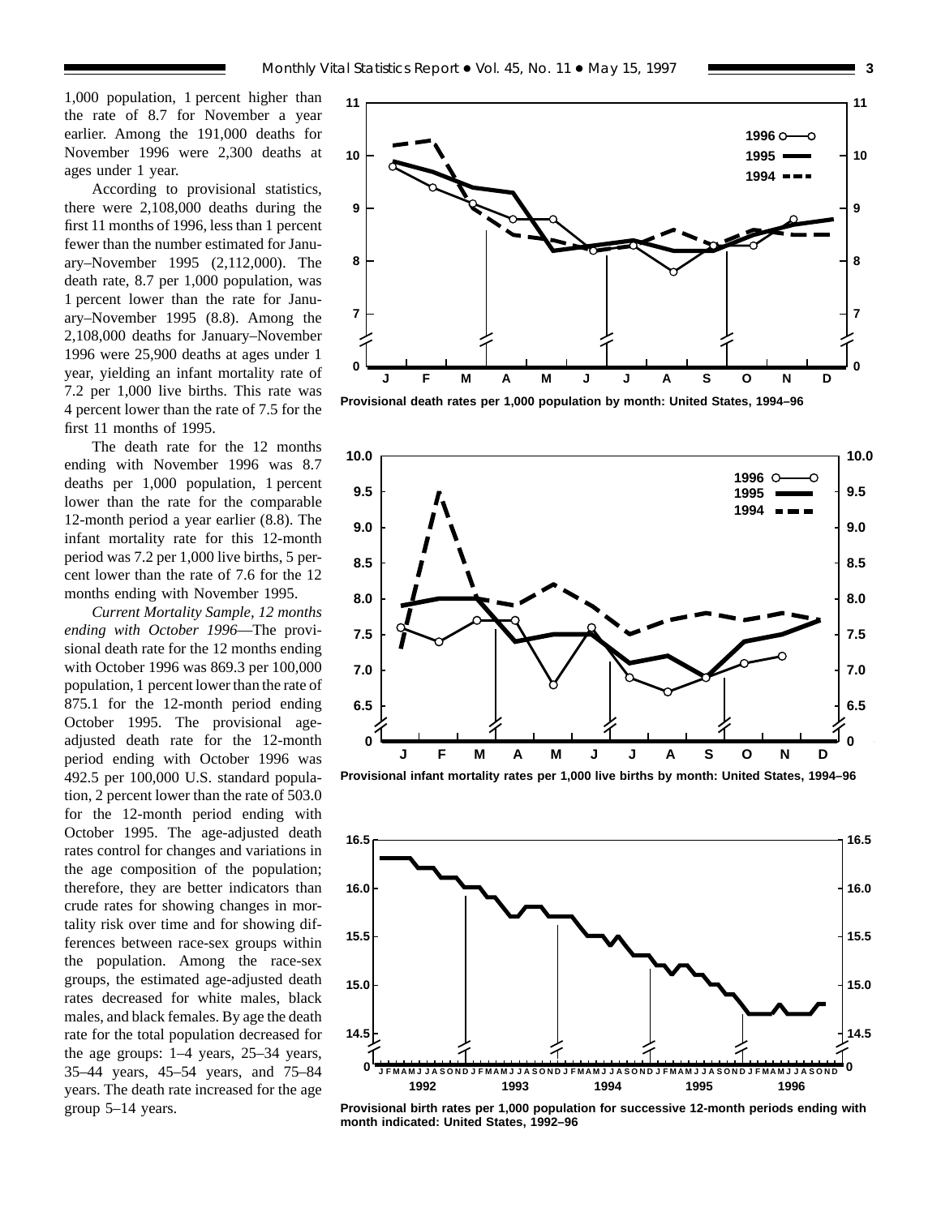1,000 population, 1 percent higher than the rate of 8.7 for November a year earlier. Among the 191,000 deaths for November 1996 were 2,300 deaths at ages under 1 year.

According to provisional statistics, there were 2,108,000 deaths during the first 11 months of 1996, less than 1 percent fewer than the number estimated for January–November 1995 (2,112,000). The death rate, 8.7 per 1,000 population, was 1 percent lower than the rate for January–November 1995 (8.8). Among the 2,108,000 deaths for January–November 1996 were 25,900 deaths at ages under 1 year, yielding an infant mortality rate of 7.2 per 1,000 live births. This rate was 4 percent lower than the rate of 7.5 for the first 11 months of 1995.

The death rate for the 12 months ending with November 1996 was 8.7 deaths per 1,000 population, 1 percent lower than the rate for the comparable 12-month period a year earlier (8.8). The infant mortality rate for this 12-month period was 7.2 per 1,000 live births, 5 percent lower than the rate of 7.6 for the 12 months ending with November 1995.

*Current Mortality Sample, 12 months ending with October 1996*—The provisional death rate for the 12 months ending with October 1996 was 869.3 per 100,000 population, 1 percent lower than the rate of 875.1 for the 12-month period ending October 1995. The provisional age-adjusted death rate for the 12-month period ending with October 1996 was 492.5 per 100,000 U.S. standard population, 2 percent lower than the rate of 503.0 for the 12-month period ending with October 1995. The age-adjusted death rates control for changes and variations in the age composition of the population; therefore, they are better indicators than crude rates for showing changes in mortality risk over time and for showing differences between race-sex groups within the population. Among the race-sex groups, the estimated age-adjusted death rates decreased for white males, black males, and black females. By age the death rate for the total population decreased for the age groups: 1–4 years, 25–34 years, 35–44 years, 45–54 years, and 75–84 years. The death rate increased for the age group 5–14 years.

**Provisional death rates per 1,000 population by month: United States, 1994–96**

**Provisional infant mortality rates per 1,000 live births by month: United States, 1994–96**

**Provisional birth rates per 1,000 population for successive 12-month periods ending with month indicated: United States, 1992–96**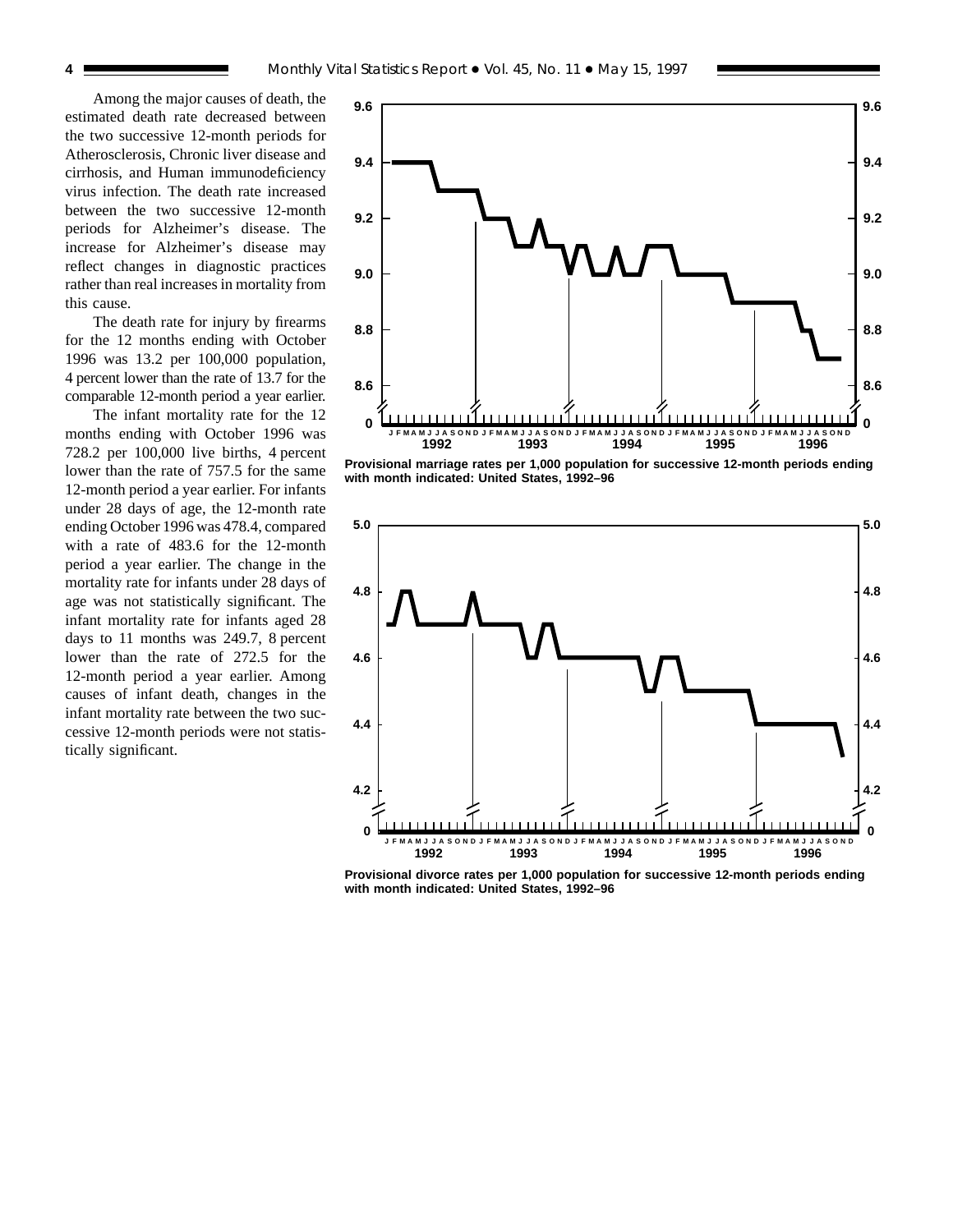Among the major causes of death, the estimated death rate decreased between the two successive 12-month periods for Atherosclerosis, Chronic liver disease and cirrhosis, and Human immunodeficiency virus infection. The death rate increased between the two successive 12-month periods for Alzheimer's disease. The increase for Alzheimer's disease may reflect changes in diagnostic practices rather than real increases in mortality from this cause.

The death rate for injury by firearms for the 12 months ending with October 1996 was 13.2 per 100,000 population, 4 percent lower than the rate of 13.7 for the comparable 12-month period a year earlier.

The infant mortality rate for the 12 months ending with October 1996 was 728.2 per 100,000 live births, 4 percent lower than the rate of 757.5 for the same 12-month period a year earlier. For infants under 28 days of age, the 12-month rate ending October 1996 was 478.4, compared with a rate of 483.6 for the 12-month period a year earlier. The change in the mortality rate for infants under 28 days of age was not statistically significant. The infant mortality rate for infants aged 28 days to 11 months was 249.7, 8 percent lower than the rate of 272.5 for the 12-month period a year earlier. Among causes of infant death, changes in the infant mortality rate between the two successive 12-month periods were not statistically significant.

**Provisional marriage rates per 1,000 population for successive 12-month periods ending with month indicated: United States, 1992–96**

**Provisional divorce rates per 1,000 population for successive 12-month periods ending with month indicated: United States, 1992–96**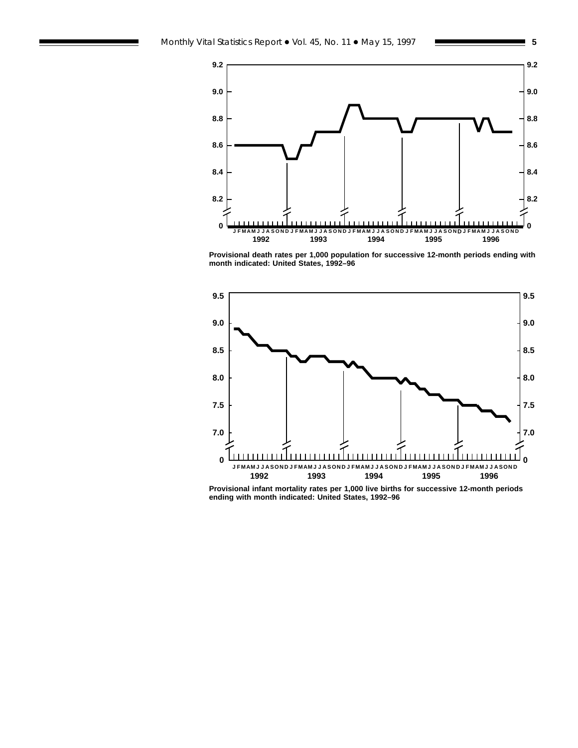Provisional death rates per 1,000 population for successive 12-month periods ending with month indicated: United States, 1992–96

Provisional infant mortality rates per 1,000 live births for successive 12-month periods ending with month indicated: United States, 1992–96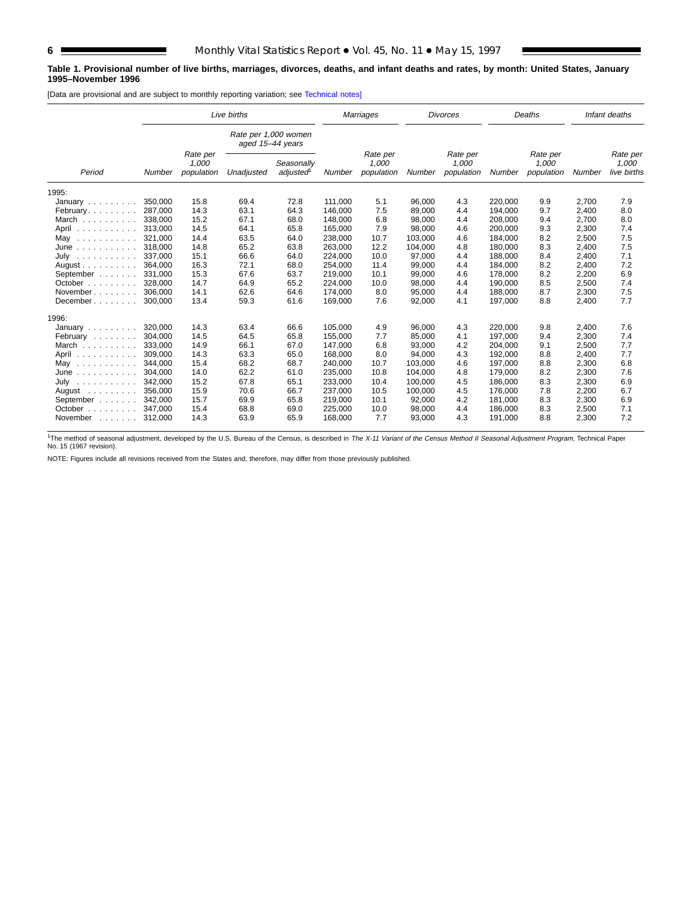**Table 1. Provisional number of live births, marriages, divorces, deaths, and infant deaths and rates, by month: United States, January 1995–November 1996**

[Data are provisional and are subject to monthly reporting variation; see Technical notes]

| Period | *Live births* | | | | *Marriages* | | *Divorces* | | *Deaths* | | *Infant deaths* | |
|---|---|---|---|---|---|---|---|---|---|---|---|---|
| | | | *Rate per 1,000 women aged 15–44 years* | | | | | | | | | |
| | *Number* | *Rate per 1,000 population* | *Unadjusted* | *Seasonally adjusted*[1] | *Number* | *Rate per 1,000 population* | *Number* | *Rate per 1,000 population* | *Number* | *Rate per 1,000 population* | *Number* | *Rate per 1,000 live births* |
| 1995: | | | | | | | | | | | | |
| January | 350,000 | 15.8 | 69.4 | 72.8 | 111,000 | 5.1 | 96,000 | 4.3 | 220,000 | 9.9 | 2,700 | 7.9 |
| February | 287,000 | 14.3 | 63.1 | 64.3 | 146,000 | 7.5 | 89,000 | 4.4 | 194,000 | 9.7 | 2,400 | 8.0 |
| March | 338,000 | 15.2 | 67.1 | 68.0 | 148,000 | 6.8 | 98,000 | 4.4 | 208,000 | 9.4 | 2,700 | 8.0 |
| April | 313,000 | 14.5 | 64.1 | 65.8 | 165,000 | 7.9 | 98,000 | 4.6 | 200,000 | 9.3 | 2,300 | 7.4 |
| May | 321,000 | 14.4 | 63.5 | 64.0 | 238,000 | 10.7 | 103,000 | 4.6 | 184,000 | 8.2 | 2,500 | 7.5 |
| June | 318,000 | 14.8 | 65.2 | 63.8 | 263,000 | 12.2 | 104,000 | 4.8 | 180,000 | 8.3 | 2,400 | 7.5 |
| July | 337,000 | 15.1 | 66.6 | 64.0 | 224,000 | 10.0 | 97,000 | 4.4 | 188,000 | 8.4 | 2,400 | 7.1 |
| August | 364,000 | 16.3 | 72.1 | 68.0 | 254,000 | 11.4 | 99,000 | 4.4 | 184,000 | 8.2 | 2,400 | 7.2 |
| September | 331,000 | 15.3 | 67.6 | 63.7 | 219,000 | 10.1 | 99,000 | 4.6 | 178,000 | 8.2 | 2,200 | 6.9 |
| October | 328,000 | 14.7 | 64.9 | 65.2 | 224,000 | 10.0 | 98,000 | 4.4 | 190,000 | 8.5 | 2,500 | 7.4 |
| November | 306,000 | 14.1 | 62.6 | 64.6 | 174,000 | 8.0 | 95,000 | 4.4 | 188,000 | 8.7 | 2,300 | 7.5 |
| December | 300,000 | 13.4 | 59.3 | 61.6 | 169,000 | 7.6 | 92,000 | 4.1 | 197,000 | 8.8 | 2,400 | 7.7 |
| 1996: | | | | | | | | | | | | |
| January | 320,000 | 14.3 | 63.4 | 66.6 | 105,000 | 4.9 | 96,000 | 4.3 | 220,000 | 9.8 | 2,400 | 7.6 |
| February | 304,000 | 14.5 | 64.5 | 65.8 | 155,000 | 7.7 | 85,000 | 4.1 | 197,000 | 9.4 | 2,300 | 7.4 |
| March | 333,000 | 14.9 | 66.1 | 67.0 | 147,000 | 6.8 | 93,000 | 4.2 | 204,000 | 9.1 | 2,500 | 7.7 |
| April | 309,000 | 14.3 | 63.3 | 65.0 | 168,000 | 8.0 | 94,000 | 4.3 | 192,000 | 8.8 | 2,400 | 7.7 |
| May | 344,000 | 15.4 | 68.2 | 68.7 | 240,000 | 10.7 | 103,000 | 4.6 | 197,000 | 8.8 | 2,300 | 6.8 |
| June | 304,000 | 14.0 | 62.2 | 61.0 | 235,000 | 10.8 | 104,000 | 4.8 | 179,000 | 8.2 | 2,300 | 7.6 |
| July | 342,000 | 15.2 | 67.8 | 65.1 | 233,000 | 10.4 | 100,000 | 4.5 | 186,000 | 8.3 | 2,300 | 6.9 |
| August | 356,000 | 15.9 | 70.6 | 66.7 | 237,000 | 10.5 | 100,000 | 4.5 | 176,000 | 7.8 | 2,200 | 6.7 |
| September | 342,000 | 15.7 | 69.9 | 65.8 | 219,000 | 10.1 | 92,000 | 4.2 | 181,000 | 8.3 | 2,300 | 6.9 |
| October | 347,000 | 15.4 | 68.8 | 69.0 | 225,000 | 10.0 | 98,000 | 4.4 | 186,000 | 8.3 | 2,500 | 7.1 |
| November | 312,000 | 14.3 | 63.9 | 65.9 | 168,000 | 7.7 | 93,000 | 4.3 | 191,000 | 8.8 | 2,300 | 7.2 |

[1]The method of seasonal adjustment, developed by the U.S. Bureau of the Census, is described in *The X-11 Variant of the Census Method II Seasonal Adjustment Program*, Technical Paper No. 15 (1967 revision).

NOTE: Figures include all revisions received from the States and, therefore, may differ from those previously published.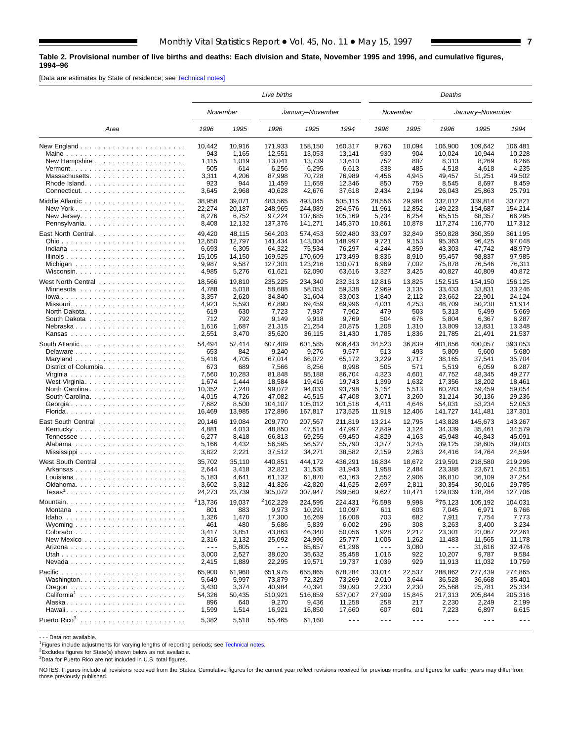**Table 2. Provisional number of live births and deaths: Each division and State, November 1995 and 1996, and cumulative figures, 1994–96**

[Data are estimates by State of residence; see Technical notes]

| Area | Live births | | | | | Deaths | | | | |
|---|---|---|---|---|---|---|---|---|---|---|
| | November | | January–November | | | November | | January–November | | |
| | 1996 | 1995 | 1996 | 1995 | 1994 | 1996 | 1995 | 1996 | 1995 | 1994 |
| New England | 10,442 | 10,916 | 171,933 | 158,150 | 160,317 | 9,760 | 10,094 | 106,900 | 109,642 | 106,481 |
| Maine | 943 | 1,165 | 12,551 | 13,053 | 13,141 | 930 | 904 | 10,024 | 10,944 | 10,228 |
| New Hampshire | 1,115 | 1,019 | 13,041 | 13,739 | 13,610 | 752 | 807 | 8,313 | 8,269 | 8,266 |
| Vermont | 505 | 614 | 6,256 | 6,295 | 6,613 | 338 | 485 | 4,518 | 4,618 | 4,235 |
| Massachusetts | 3,311 | 4,206 | 87,998 | 70,728 | 76,989 | 4,456 | 4,945 | 49,457 | 51,251 | 49,502 |
| Rhode Island | 923 | 944 | 11,459 | 11,659 | 12,346 | 850 | 759 | 8,545 | 8,697 | 8,459 |
| Connecticut | 3,645 | 2,968 | 40,628 | 42,676 | 37,618 | 2,434 | 2,194 | 26,043 | 25,863 | 25,791 |
| Middle Atlantic | 38,958 | 39,071 | 483,565 | 493,045 | 505,115 | 28,556 | 29,984 | 332,012 | 339,814 | 337,821 |
| New York | 22,274 | 20,187 | 248,965 | 244,089 | 254,576 | 11,961 | 12,852 | 149,223 | 154,687 | 154,214 |
| New Jersey | 8,276 | 6,752 | 97,224 | 107,685 | 105,169 | 5,734 | 6,254 | 65,515 | 68,357 | 66,295 |
| Pennsylvania | 8,408 | 12,132 | 137,376 | 141,271 | 145,370 | 10,861 | 10,878 | 117,274 | 116,770 | 117,312 |
| East North Central | 49,420 | 48,115 | 564,203 | 574,453 | 592,480 | 33,097 | 32,849 | 350,828 | 360,359 | 361,195 |
| Ohio | 12,650 | 12,797 | 141,434 | 143,004 | 148,997 | 9,721 | 9,153 | 95,363 | 96,425 | 97,048 |
| Indiana | 6,693 | 6,305 | 64,322 | 75,534 | 76,297 | 4,244 | 4,359 | 43,303 | 47,742 | 48,979 |
| Illinois | 15,105 | 14,150 | 169,525 | 170,609 | 173,499 | 8,836 | 8,910 | 95,457 | 98,837 | 97,985 |
| Michigan | 9,987 | 9,587 | 127,301 | 123,216 | 130,071 | 6,969 | 7,002 | 75,878 | 76,546 | 76,311 |
| Wisconsin | 4,985 | 5,276 | 61,621 | 62,090 | 63,616 | 3,327 | 3,425 | 40,827 | 40,809 | 40,872 |
| West North Central | 18,566 | 19,810 | 235,225 | 234,340 | 232,313 | 12,816 | 13,825 | 152,515 | 154,150 | 156,125 |
| Minnesota | 4,788 | 5,018 | 58,688 | 58,053 | 59,338 | 2,969 | 3,135 | 33,433 | 33,831 | 33,246 |
| Iowa | 3,357 | 2,620 | 34,840 | 31,604 | 33,003 | 1,840 | 2,112 | 23,662 | 22,901 | 24,124 |
| Missouri | 4,923 | 5,593 | 67,890 | 69,459 | 69,996 | 4,031 | 4,253 | 48,709 | 50,230 | 51,914 |
| North Dakota | 619 | 630 | 7,723 | 7,937 | 7,902 | 479 | 503 | 5,313 | 5,499 | 5,669 |
| South Dakota | 712 | 792 | 9,149 | 9,918 | 9,769 | 504 | 676 | 5,804 | 6,367 | 6,287 |
| Nebraska | 1,616 | 1,687 | 21,315 | 21,254 | 20,875 | 1,208 | 1,310 | 13,809 | 13,831 | 13,348 |
| Kansas | 2,551 | 3,470 | 35,620 | 36,115 | 31,430 | 1,785 | 1,836 | 21,785 | 21,491 | 21,537 |
| South Atlantic | 54,494 | 52,414 | 607,409 | 601,585 | 606,443 | 34,523 | 36,839 | 401,856 | 400,057 | 393,053 |
| Delaware | 653 | 842 | 9,240 | 9,276 | 9,577 | 513 | 493 | 5,809 | 5,600 | 5,680 |
| Maryland | 5,416 | 4,705 | 67,014 | 66,072 | 65,172 | 3,229 | 3,717 | 38,165 | 37,541 | 35,704 |
| District of Columbia | 673 | 689 | 7,566 | 8,256 | 8,998 | 505 | 571 | 5,519 | 6,059 | 6,287 |
| Virginia | 7,560 | 10,283 | 81,848 | 85,188 | 86,704 | 4,323 | 4,601 | 47,752 | 48,345 | 49,277 |
| West Virginia | 1,674 | 1,444 | 18,584 | 19,416 | 19,743 | 1,399 | 1,632 | 17,356 | 18,202 | 18,461 |
| North Carolina | 10,352 | 7,240 | 99,072 | 94,033 | 93,798 | 5,154 | 5,513 | 60,283 | 59,459 | 59,054 |
| South Carolina | 4,015 | 4,726 | 47,082 | 46,515 | 47,408 | 3,071 | 3,260 | 31,214 | 30,136 | 29,236 |
| Georgia | 7,682 | 8,500 | 104,107 | 105,012 | 101,518 | 4,411 | 4,646 | 54,031 | 53,234 | 52,053 |
| Florida | 16,469 | 13,985 | 172,896 | 167,817 | 173,525 | 11,918 | 12,406 | 141,727 | 141,481 | 137,301 |
| East South Central | 20,146 | 19,084 | 209,770 | 207,567 | 211,819 | 13,214 | 12,795 | 143,828 | 145,673 | 143,267 |
| Kentucky | 4,881 | 4,013 | 48,850 | 47,514 | 47,997 | 2,849 | 3,124 | 34,339 | 35,461 | 34,579 |
| Tennessee | 6,277 | 8,418 | 66,813 | 69,255 | 69,450 | 4,829 | 4,163 | 45,948 | 46,843 | 45,091 |
| Alabama | 5,166 | 4,432 | 56,595 | 56,527 | 55,790 | 3,377 | 3,245 | 39,125 | 38,605 | 39,003 |
| Mississippi | 3,822 | 2,221 | 37,512 | 34,271 | 38,582 | 2,159 | 2,263 | 24,416 | 24,764 | 24,594 |
| West South Central | 35,702 | 35,110 | 440,851 | 444,172 | 436,291 | 16,834 | 18,672 | 219,591 | 218,580 | 219,296 |
| Arkansas | 2,644 | 3,418 | 32,821 | 31,535 | 31,943 | 1,958 | 2,484 | 23,388 | 23,671 | 24,551 |
| Louisiana | 5,183 | 4,641 | 61,132 | 61,870 | 63,163 | 2,552 | 2,906 | 36,810 | 36,109 | 37,254 |
| Oklahoma | 3,602 | 3,312 | 41,826 | 42,820 | 41,625 | 2,697 | 2,811 | 30,354 | 30,016 | 29,785 |
| Texas[1] | 24,273 | 23,739 | 305,072 | 307,947 | 299,560 | 9,627 | 10,471 | 129,039 | 128,784 | 127,706 |
| Mountain | [2]13,736 | 19,037 | [2]162,229 | 224,595 | 224,431 | [2]6,598 | 9,998 | [2]75,123 | 105,192 | 104,031 |
| Montana | 801 | 883 | 9,973 | 10,291 | 10,097 | 611 | 603 | 7,045 | 6,971 | 6,766 |
| Idaho | 1,326 | 1,470 | 17,300 | 16,269 | 16,008 | 703 | 682 | 7,911 | 7,754 | 7,773 |
| Wyoming | 461 | 480 | 5,686 | 5,839 | 6,002 | 296 | 308 | 3,263 | 3,400 | 3,234 |
| Colorado | 3,417 | 3,851 | 43,863 | 46,340 | 50,056 | 1,928 | 2,212 | 23,301 | 23,067 | 22,261 |
| New Mexico | 2,316 | 2,132 | 25,092 | 24,996 | 25,777 | 1,005 | 1,262 | 11,483 | 11,565 | 11,178 |
| Arizona | - - - | 5,805 | - - - | 65,657 | 61,296 | - - - | 3,080 | - - - | 31,616 | 32,476 |
| Utah | 3,000 | 2,527 | 38,020 | 35,632 | 35,458 | 1,016 | 922 | 10,207 | 9,787 | 9,584 |
| Nevada | 2,415 | 1,889 | 22,295 | 19,571 | 19,737 | 1,039 | 929 | 11,913 | 11,032 | 10,759 |
| Pacific | 65,900 | 61,960 | 651,975 | 655,865 | 678,284 | 33,014 | 22,537 | 288,862 | 277,439 | 274,865 |
| Washington | 5,649 | 5,997 | 73,879 | 72,329 | 73,269 | 2,010 | 3,644 | 36,528 | 36,668 | 35,401 |
| Oregon | 3,430 | 3,374 | 40,984 | 40,391 | 39,090 | 2,230 | 2,230 | 25,568 | 25,781 | 25,334 |
| California[1] | 54,326 | 50,435 | 510,921 | 516,859 | 537,007 | 27,909 | 15,845 | 217,313 | 205,844 | 205,316 |
| Alaska | 896 | 640 | 9,270 | 9,436 | 11,258 | 258 | 217 | 2,230 | 2,249 | 2,199 |
| Hawaii | 1,599 | 1,514 | 16,921 | 16,850 | 17,660 | 607 | 601 | 7,223 | 6,897 | 6,615 |
| Puerto Rico[3] | 5,382 | 5,518 | 55,465 | 61,160 | - - - | - - - | - - - | - - - | - - - | - - - |

- - - Data not available.

[1]Figures include adjustments for varying lengths of reporting periods; see Technical notes.

[2]Excludes figures for State(s) shown below as not available.

[3]Data for Puerto Rico are not included in U.S. total figures.

NOTES: Figures include all revisions received from the States. Cumulative figures for the current year reflect revisions received for previous months, and figures for earlier years may differ from those previously published.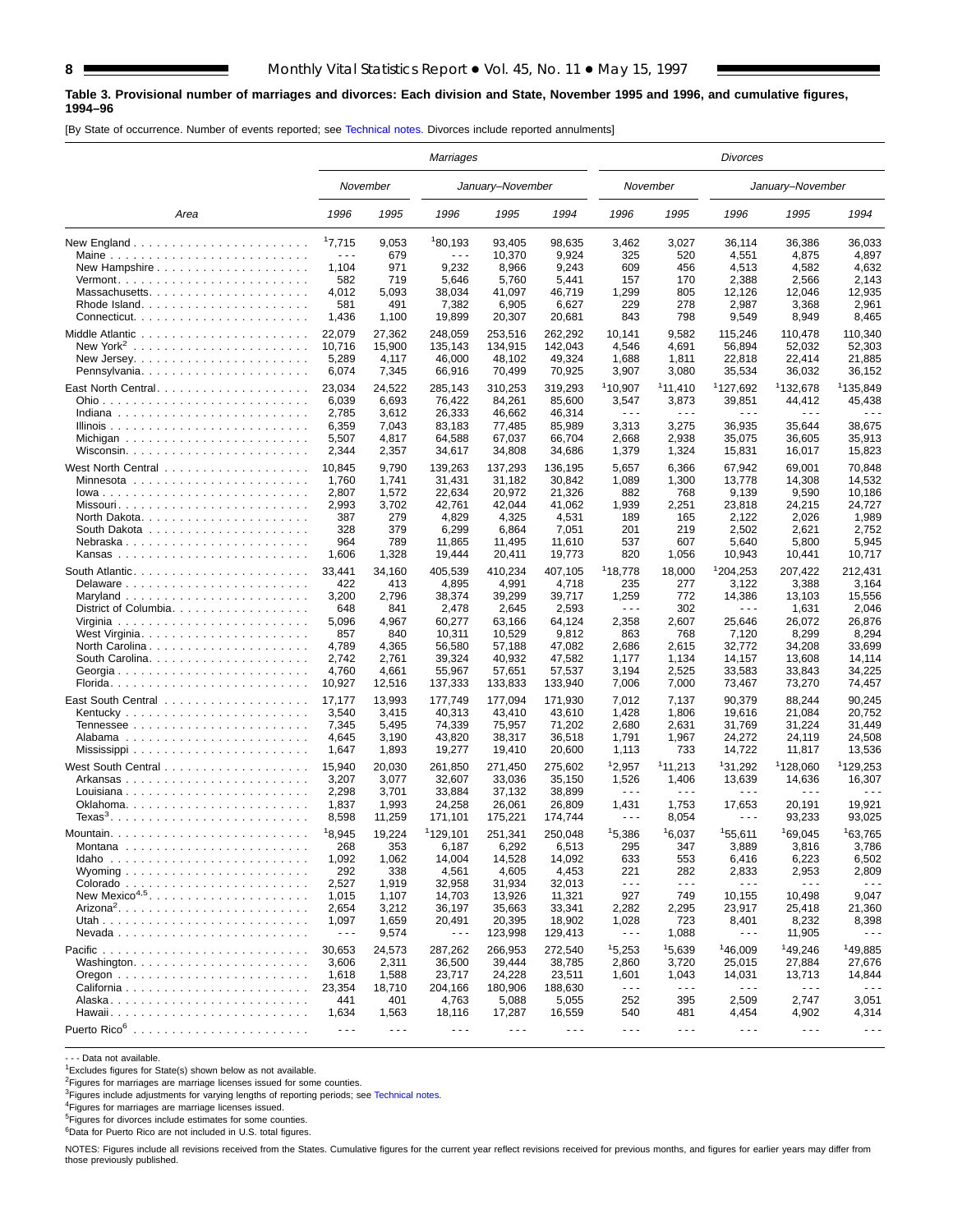**Table 3. Provisional number of marriages and divorces: Each division and State, November 1995 and 1996, and cumulative figures, 1994–96**

[By State of occurrence. Number of events reported; see Technical notes. Divorces include reported annulments]

| Area | Marriages | | | | | Divorces | | | | |
|---|---|---|---|---|---|---|---|---|---|---|
| | November | | January–November | | | November | | January–November | | |
| | 1996 | 1995 | 1996 | 1995 | 1994 | 1996 | 1995 | 1996 | 1995 | 1994 |
| New England | [1]7,715 | 9,053 | [1]80,193 | 93,405 | 98,635 | 3,462 | 3,027 | 36,114 | 36,386 | 36,033 |
| Maine | - - - | 679 | - - - | 10,370 | 9,924 | 325 | 520 | 4,551 | 4,875 | 4,897 |
| New Hampshire | 1,104 | 971 | 9,232 | 8,966 | 9,243 | 609 | 456 | 4,513 | 4,582 | 4,632 |
| Vermont | 582 | 719 | 5,646 | 5,760 | 5,441 | 157 | 170 | 2,388 | 2,566 | 2,143 |
| Massachusetts | 4,012 | 5,093 | 38,034 | 41,097 | 46,719 | 1,299 | 805 | 12,126 | 12,046 | 12,935 |
| Rhode Island | 581 | 491 | 7,382 | 6,905 | 6,627 | 229 | 278 | 2,987 | 3,368 | 2,961 |
| Connecticut | 1,436 | 1,100 | 19,899 | 20,307 | 20,681 | 843 | 798 | 9,549 | 8,949 | 8,465 |
| Middle Atlantic | 22,079 | 27,362 | 248,059 | 253,516 | 262,292 | 10,141 | 9,582 | 115,246 | 110,478 | 110,340 |
| New York[2] | 10,716 | 15,900 | 135,143 | 134,915 | 142,043 | 4,546 | 4,691 | 56,894 | 52,032 | 52,303 |
| New Jersey | 5,289 | 4,117 | 46,000 | 48,102 | 49,324 | 1,688 | 1,811 | 22,818 | 22,414 | 21,885 |
| Pennsylvania | 6,074 | 7,345 | 66,916 | 70,499 | 70,925 | 3,907 | 3,080 | 35,534 | 36,032 | 36,152 |
| East North Central | 23,034 | 24,522 | 285,143 | 310,253 | 319,293 | [1]10,907 | [1]11,410 | [1]127,692 | [1]132,678 | [1]135,849 |
| Ohio | 6,039 | 6,693 | 76,422 | 84,261 | 85,600 | 3,547 | 3,873 | 39,851 | 44,412 | 45,438 |
| Indiana | 2,785 | 3,612 | 26,333 | 46,662 | 46,314 | - - - | - - - | - - - | - - - | - - - |
| Illinois | 6,359 | 7,043 | 83,183 | 77,485 | 85,989 | 3,313 | 3,275 | 36,935 | 35,644 | 38,675 |
| Michigan | 5,507 | 4,817 | 64,588 | 67,037 | 66,704 | 2,668 | 2,938 | 35,075 | 36,605 | 35,913 |
| Wisconsin | 2,344 | 2,357 | 34,617 | 34,808 | 34,686 | 1,379 | 1,324 | 15,831 | 16,017 | 15,823 |
| West North Central | 10,845 | 9,790 | 139,263 | 137,293 | 136,195 | 5,657 | 6,366 | 67,942 | 69,001 | 70,848 |
| Minnesota | 1,760 | 1,741 | 31,431 | 31,182 | 30,842 | 1,089 | 1,300 | 13,778 | 14,308 | 14,532 |
| Iowa | 2,807 | 1,572 | 22,634 | 20,972 | 21,326 | 882 | 768 | 9,139 | 9,590 | 10,186 |
| Missouri | 2,993 | 3,702 | 42,761 | 42,044 | 41,062 | 1,939 | 2,251 | 23,818 | 24,215 | 24,727 |
| North Dakota | 387 | 279 | 4,829 | 4,325 | 4,531 | 189 | 165 | 2,122 | 2,026 | 1,989 |
| South Dakota | 328 | 379 | 6,299 | 6,864 | 7,051 | 201 | 219 | 2,502 | 2,621 | 2,752 |
| Nebraska | 964 | 789 | 11,865 | 11,495 | 11,610 | 537 | 607 | 5,640 | 5,800 | 5,945 |
| Kansas | 1,606 | 1,328 | 19,444 | 20,411 | 19,773 | 820 | 1,056 | 10,943 | 10,441 | 10,717 |
| South Atlantic | 33,441 | 34,160 | 405,539 | 410,234 | 407,105 | [1]18,778 | 18,000 | [1]204,253 | 207,422 | 212,431 |
| Delaware | 422 | 413 | 4,895 | 4,991 | 4,718 | 235 | 277 | 3,122 | 3,388 | 3,164 |
| Maryland | 3,200 | 2,796 | 38,374 | 39,299 | 39,717 | 1,259 | 772 | 14,386 | 13,103 | 15,556 |
| District of Columbia | 648 | 841 | 2,478 | 2,645 | 2,593 | - - - | 302 | - - - | 1,631 | 2,046 |
| Virginia | 5,096 | 4,967 | 60,277 | 63,166 | 64,124 | 2,358 | 2,607 | 25,646 | 26,072 | 26,876 |
| West Virginia | 857 | 840 | 10,311 | 10,529 | 9,812 | 863 | 768 | 7,120 | 8,299 | 8,294 |
| North Carolina | 4,789 | 4,365 | 56,580 | 57,188 | 47,082 | 2,686 | 2,615 | 32,772 | 34,208 | 33,699 |
| South Carolina | 2,742 | 2,761 | 39,324 | 40,932 | 47,582 | 1,177 | 1,134 | 14,157 | 13,608 | 14,114 |
| Georgia | 4,760 | 4,661 | 55,967 | 57,651 | 57,537 | 3,194 | 2,525 | 33,583 | 33,843 | 34,225 |
| Florida | 10,927 | 12,516 | 137,333 | 133,833 | 133,940 | 7,006 | 7,000 | 73,467 | 73,270 | 74,457 |
| East South Central | 17,177 | 13,993 | 177,749 | 177,094 | 171,930 | 7,012 | 7,137 | 90,379 | 88,244 | 90,245 |
| Kentucky | 3,540 | 3,415 | 40,313 | 43,410 | 43,610 | 1,428 | 1,806 | 19,616 | 21,084 | 20,752 |
| Tennessee | 7,345 | 5,495 | 74,339 | 75,957 | 71,202 | 2,680 | 2,631 | 31,769 | 31,224 | 31,449 |
| Alabama | 4,645 | 3,190 | 43,820 | 38,317 | 36,518 | 1,791 | 1,967 | 24,272 | 24,119 | 24,508 |
| Mississippi | 1,647 | 1,893 | 19,277 | 19,410 | 20,600 | 1,113 | 733 | 14,722 | 11,817 | 13,536 |
| West South Central | 15,940 | 20,030 | 261,850 | 271,450 | 275,602 | [1]2,957 | [1]11,213 | [1]31,292 | [1]128,060 | [1]129,253 |
| Arkansas | 3,207 | 3,077 | 32,607 | 33,036 | 35,150 | 1,526 | 1,406 | 13,639 | 14,636 | 16,307 |
| Louisiana | 2,298 | 3,701 | 33,884 | 37,132 | 38,899 | - - - | - - - | - - - | - - - | - - - |
| Oklahoma | 1,837 | 1,993 | 24,258 | 26,061 | 26,809 | 1,431 | 1,753 | 17,653 | 20,191 | 19,921 |
| Texas[3] | 8,598 | 11,259 | 171,101 | 175,221 | 174,744 | - - - | 8,054 | - - - | 93,233 | 93,025 |
| Mountain | [1]8,945 | 19,224 | [1]129,101 | 251,341 | 250,048 | [1]5,386 | [1]6,037 | [1]55,611 | [1]69,045 | [1]63,765 |
| Montana | 268 | 353 | 6,187 | 6,292 | 6,513 | 295 | 347 | 3,889 | 3,816 | 3,786 |
| Idaho | 1,092 | 1,062 | 14,004 | 14,528 | 14,092 | 633 | 553 | 6,416 | 6,223 | 6,502 |
| Wyoming | 292 | 338 | 4,561 | 4,605 | 4,453 | 221 | 282 | 2,833 | 2,953 | 2,809 |
| Colorado | 2,527 | 1,919 | 32,958 | 31,934 | 32,013 | - - - | - - - | - - - | - - - | - - - |
| New Mexico[4,5] | 1,015 | 1,107 | 14,703 | 13,926 | 11,321 | 927 | 749 | 10,155 | 10,498 | 9,047 |
| Arizona[2] | 2,654 | 3,212 | 36,197 | 35,663 | 33,341 | 2,282 | 2,295 | 23,917 | 25,418 | 21,360 |
| Utah | 1,097 | 1,659 | 20,491 | 20,395 | 18,902 | 1,028 | 723 | 8,401 | 8,232 | 8,398 |
| Nevada | - - - | 9,574 | - - - | 123,998 | 129,413 | - - - | 1,088 | - - - | 11,905 | - - - |
| Pacific | 30,653 | 24,573 | 287,262 | 266,953 | 272,540 | [1]5,253 | [1]5,639 | [1]46,009 | [1]49,246 | [1]49,885 |
| Washington | 3,606 | 2,311 | 36,500 | 39,444 | 38,785 | 2,860 | 3,720 | 25,015 | 27,884 | 27,676 |
| Oregon | 1,618 | 1,588 | 23,717 | 24,228 | 23,511 | 1,601 | 1,043 | 14,031 | 13,713 | 14,844 |
| California | 23,354 | 18,710 | 204,166 | 180,906 | 188,630 | - - - | - - - | - - - | - - - | - - - |
| Alaska | 441 | 401 | 4,763 | 5,088 | 5,055 | 252 | 395 | 2,509 | 2,747 | 3,051 |
| Hawaii | 1,634 | 1,563 | 18,116 | 17,287 | 16,559 | 540 | 481 | 4,454 | 4,902 | 4,314 |
| Puerto Rico[6] | - - - | - - - | - - - | - - - | - - - | - - - | - - - | - - - | - - - | - - - |

- - - Data not available.

[1]Excludes figures for State(s) shown below as not available.

[2]Figures for marriages are marriage licenses issued for some counties.

[3]Figures include adjustments for varying lengths of reporting periods; see Technical notes.

[4]Figures for marriages are marriage licenses issued.

[5]Figures for divorces include estimates for some counties.

[6]Data for Puerto Rico are not included in U.S. total figures.

NOTES: Figures include all revisions received from the States. Cumulative figures for the current year reflect revisions received for previous months, and figures for earlier years may differ from those previously published.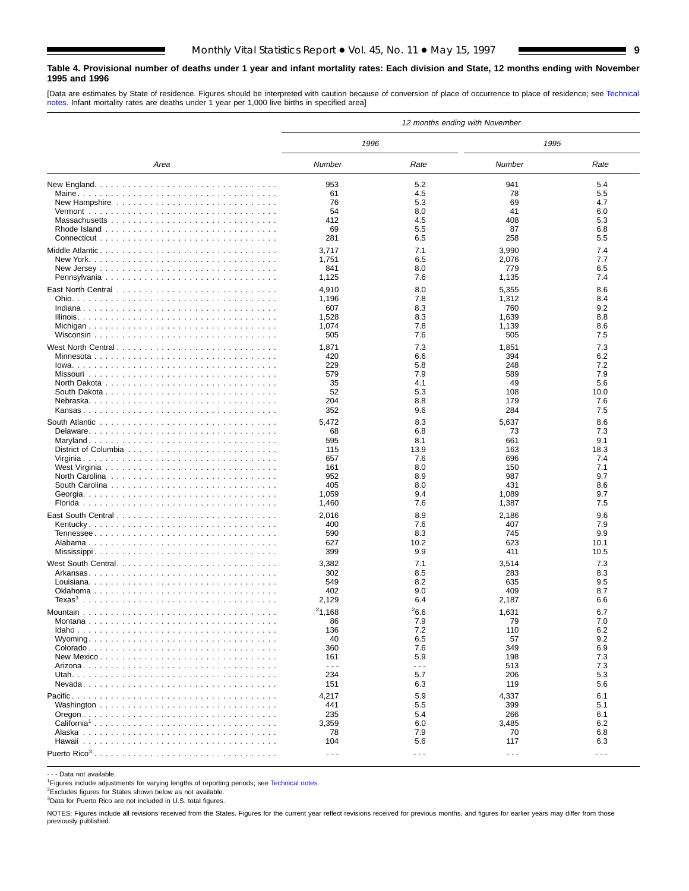**Table 4. Provisional number of deaths under 1 year and infant mortality rates: Each division and State, 12 months ending with November 1995 and 1996**

[Data are estimates by State of residence. Figures should be interpreted with caution because of conversion of place of occurrence to place of residence; see Technical notes. Infant mortality rates are deaths under 1 year per 1,000 live births in specified area]

| Area | 12 months ending with November | | | |
|---|---|---|---|---|
| | 1996 | | 1995 | |
| | Number | Rate | Number | Rate |
| New England | 953 | 5.2 | 941 | 5.4 |
| Maine | 61 | 4.5 | 78 | 5.5 |
| New Hampshire | 76 | 5.3 | 69 | 4.7 |
| Vermont | 54 | 8.0 | 41 | 6.0 |
| Massachusetts | 412 | 4.5 | 408 | 5.3 |
| Rhode Island | 69 | 5.5 | 87 | 6.8 |
| Connecticut | 281 | 6.5 | 258 | 5.5 |
| Middle Atlantic | 3,717 | 7.1 | 3,990 | 7.4 |
| New York | 1,751 | 6.5 | 2,076 | 7.7 |
| New Jersey | 841 | 8.0 | 779 | 6.5 |
| Pennsylvania | 1,125 | 7.6 | 1,135 | 7.4 |
| East North Central | 4,910 | 8.0 | 5,355 | 8.6 |
| Ohio | 1,196 | 7.8 | 1,312 | 8.4 |
| Indiana | 607 | 8.3 | 760 | 9.2 |
| Illinois | 1,528 | 8.3 | 1,639 | 8.8 |
| Michigan | 1,074 | 7.8 | 1,139 | 8.6 |
| Wisconsin | 505 | 7.6 | 505 | 7.5 |
| West North Central | 1,871 | 7.3 | 1,851 | 7.3 |
| Minnesota | 420 | 6.6 | 394 | 6.2 |
| Iowa | 229 | 5.8 | 248 | 7.2 |
| Missouri | 579 | 7.9 | 589 | 7.9 |
| North Dakota | 35 | 4.1 | 49 | 5.6 |
| South Dakota | 52 | 5.3 | 108 | 10.0 |
| Nebraska | 204 | 8.8 | 179 | 7.6 |
| Kansas | 352 | 9.6 | 284 | 7.5 |
| South Atlantic | 5,472 | 8.3 | 5,637 | 8.6 |
| Delaware | 68 | 6.8 | 73 | 7.3 |
| Maryland | 595 | 8.1 | 661 | 9.1 |
| District of Columbia | 115 | 13.9 | 163 | 18.3 |
| Virginia | 657 | 7.6 | 696 | 7.4 |
| West Virginia | 161 | 8.0 | 150 | 7.1 |
| North Carolina | 952 | 8.9 | 987 | 9.7 |
| South Carolina | 405 | 8.0 | 431 | 8.6 |
| Georgia | 1,059 | 9.4 | 1,089 | 9.7 |
| Florida | 1,460 | 7.6 | 1,387 | 7.5 |
| East South Central | 2,016 | 8.9 | 2,186 | 9.6 |
| Kentucky | 400 | 7.6 | 407 | 7.9 |
| Tennessee | 590 | 8.3 | 745 | 9.9 |
| Alabama | 627 | 10.2 | 623 | 10.1 |
| Mississippi | 399 | 9.9 | 411 | 10.5 |
| West South Central | 3,382 | 7.1 | 3,514 | 7.3 |
| Arkansas | 302 | 8.5 | 283 | 8.3 |
| Louisiana | 549 | 8.2 | 635 | 9.5 |
| Oklahoma | 402 | 9.0 | 409 | 8.7 |
| Texas[1] | 2,129 | 6.4 | 2,187 | 6.6 |
| Mountain | [2]1,168 | [2]6.6 | 1,631 | 6.7 |
| Montana | 86 | 7.9 | 79 | 7.0 |
| Idaho | 136 | 7.2 | 110 | 6.2 |
| Wyoming | 40 | 6.5 | 57 | 9.2 |
| Colorado | 360 | 7.6 | 349 | 6.9 |
| New Mexico | 161 | 5.9 | 198 | 7.3 |
| Arizona | - - - | - - - | 513 | 7.3 |
| Utah | 234 | 5.7 | 206 | 5.3 |
| Nevada | 151 | 6.3 | 119 | 5.6 |
| Pacific | 4,217 | 5.9 | 4,337 | 6.1 |
| Washington | 441 | 5.5 | 399 | 5.1 |
| Oregon | 235 | 5.4 | 266 | 6.1 |
| California[1] | 3,359 | 6.0 | 3,485 | 6.2 |
| Alaska | 78 | 7.9 | 70 | 6.8 |
| Hawaii | 104 | 5.6 | 117 | 6.3 |
| Puerto Rico[3] | - - - | - - - | - - - | - - - |

- - - Data not available.

[1]Figures include adjustments for varying lengths of reporting periods; see Technical notes.

[2]Excludes figures for States shown below as not available.

[3]Data for Puerto Rico are not included in U.S. total figures.

NOTES: Figures include all revisions received from the States. Figures for the current year reflect revisions received for previous months, and figures for earlier years may differ from those previously published.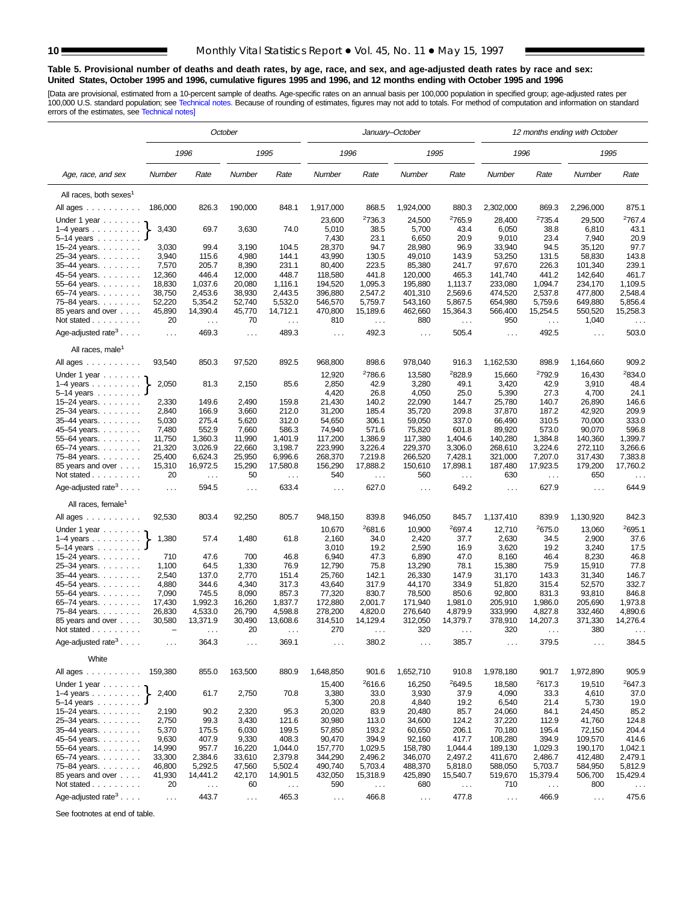**Table 5. Provisional number of deaths and death rates, by age, race, and sex, and age-adjusted death rates by race and sex: United States, October 1995 and 1996, cumulative figures 1995 and 1996, and 12 months ending with October 1995 and 1996**

[Data are provisional, estimated from a 10-percent sample of deaths. Age-specific rates on an annual basis per 100,000 population in specified group; age-adjusted rates per 100,000 U.S. standard population; see Technical notes. Because of rounding of estimates, figures may not add to totals. For method of computation and information on standard errors of the estimates, see Technical notes]

| Age, race, and sex | October | | | | January–October | | | | 12 months ending with October | | | |
|---|---|---|---|---|---|---|---|---|---|---|---|---|
| | 1996 | | 1995 | | 1996 | | 1995 | | 1996 | | 1995 | |
| | Number | Rate | Number | Rate | Number | Rate | Number | Rate | Number | Rate | Number | Rate |
| **All races, both sexes[1]** | | | | | | | | | | | | |
| All ages | 186,000 | 826.3 | 190,000 | 848.1 | 1,917,000 | 868.5 | 1,924,000 | 880.3 | 2,302,000 | 869.3 | 2,296,000 | 875.1 |
| Under 1 year | 3,430 | 69.7 | 3,630 | 74.0 | 23,600 | [2]736.3 | 24,500 | [2]765.9 | 28,400 | [2]735.4 | 29,500 | [2]767.4 |
| 1–4 years | | | | | 5,010 | 38.5 | 5,700 | 43.4 | 6,050 | 38.8 | 6,810 | 43.1 |
| 5–14 years | | | | | 7,430 | 23.1 | 6,650 | 20.9 | 9,010 | 23.4 | 7,940 | 20.9 |
| 15–24 years | 3,030 | 99.4 | 3,190 | 104.5 | 28,370 | 94.7 | 28,980 | 96.9 | 33,940 | 94.5 | 35,120 | 97.7 |
| 25–34 years | 3,940 | 115.6 | 4,980 | 144.1 | 43,990 | 130.5 | 49,010 | 143.9 | 53,250 | 131.5 | 58,830 | 143.8 |
| 35–44 years | 7,570 | 205.7 | 8,390 | 231.1 | 80,400 | 223.5 | 85,380 | 241.7 | 97,670 | 226.3 | 101,340 | 239.1 |
| 45–54 years | 12,360 | 446.4 | 12,000 | 448.7 | 118,580 | 441.8 | 120,000 | 465.3 | 141,740 | 441.2 | 142,640 | 461.7 |
| 55–64 years | 18,830 | 1,037.6 | 20,080 | 1,116.1 | 194,520 | 1,095.3 | 195,880 | 1,113.7 | 233,080 | 1,094.7 | 234,170 | 1,109.5 |
| 65–74 years | 38,750 | 2,453.6 | 38,930 | 2,443.5 | 396,880 | 2,547.2 | 401,310 | 2,569.6 | 474,520 | 2,537.8 | 477,800 | 2,548.4 |
| 75–84 years | 52,220 | 5,354.2 | 52,740 | 5,532.0 | 546,570 | 5,759.7 | 543,160 | 5,867.5 | 654,980 | 5,759.6 | 649,880 | 5,856.4 |
| 85 years and over | 45,890 | 14,390.4 | 45,770 | 14,712.1 | 470,800 | 15,189.6 | 462,660 | 15,364.3 | 566,400 | 15,254.5 | 550,520 | 15,258.3 |
| Not stated | 20 | . . . | 70 | . . . | 810 | . . . | 880 | . . . | 950 | . . . | 1,040 | . . . |
| Age-adjusted rate[3] | . . . | 469.3 | . . . | 489.3 | . . . | 492.3 | . . . | 505.4 | . . . | 492.5 | . . . | 503.0 |
| **All races, male[1]** | | | | | | | | | | | | |
| All ages | 93,540 | 850.3 | 97,520 | 892.5 | 968,800 | 898.6 | 978,040 | 916.3 | 1,162,530 | 898.9 | 1,164,660 | 909.2 |
| Under 1 year | 2,050 | 81.3 | 2,150 | 85.6 | 12,920 | [2]786.6 | 13,580 | [2]828.9 | 15,660 | [2]792.9 | 16,430 | [2]834.0 |
| 1–4 years | | | | | 2,850 | 42.9 | 3,280 | 49.1 | 3,420 | 42.9 | 3,910 | 48.4 |
| 5–14 years | | | | | 4,420 | 26.8 | 4,050 | 25.0 | 5,390 | 27.3 | 4,700 | 24.1 |
| 15–24 years | 2,330 | 149.6 | 2,490 | 159.8 | 21,430 | 140.2 | 22,090 | 144.7 | 25,780 | 140.7 | 26,890 | 146.6 |
| 25–34 years | 2,840 | 166.9 | 3,660 | 212.0 | 31,200 | 185.4 | 35,720 | 209.8 | 37,870 | 187.2 | 42,920 | 209.9 |
| 35–44 years | 5,030 | 275.4 | 5,620 | 312.0 | 54,650 | 306.1 | 59,050 | 337.0 | 66,490 | 310.5 | 70,000 | 333.0 |
| 45–54 years | 7,480 | 552.9 | 7,660 | 586.3 | 74,940 | 571.6 | 75,820 | 601.8 | 89,920 | 573.0 | 90,070 | 596.8 |
| 55–64 years | 11,750 | 1,360.3 | 11,990 | 1,401.9 | 117,200 | 1,386.9 | 117,380 | 1,404.6 | 140,280 | 1,384.8 | 140,360 | 1,399.7 |
| 65–74 years | 21,320 | 3,026.9 | 22,660 | 3,198.7 | 223,990 | 3,226.4 | 229,370 | 3,306.0 | 268,610 | 3,224.6 | 272,110 | 3,266.6 |
| 75–84 years | 25,400 | 6,624.3 | 25,950 | 6,996.6 | 268,370 | 7,219.8 | 266,520 | 7,428.1 | 321,000 | 7,207.0 | 317,430 | 7,383.8 |
| 85 years and over | 15,310 | 16,972.5 | 15,290 | 17,580.8 | 156,290 | 17,888.2 | 150,610 | 17,898.1 | 187,480 | 17,923.5 | 179,200 | 17,760.2 |
| Not stated | 20 | . . . | 50 | . . . | 540 | . . . | 560 | . . . | 630 | . . . | 650 | . . . |
| Age-adjusted rate[3] | . . . | 594.5 | . . . | 633.4 | . . . | 627.0 | . . . | 649.2 | . . . | 627.9 | . . . | 644.9 |
| **All races, female[1]** | | | | | | | | | | | | |
| All ages | 92,530 | 803.4 | 92,250 | 805.7 | 948,150 | 839.8 | 946,050 | 845.7 | 1,137,410 | 839.9 | 1,130,920 | 842.3 |
| Under 1 year | 1,380 | 57.4 | 1,480 | 61.8 | 10,670 | [2]681.6 | 10,900 | [2]697.4 | 12,710 | [2]675.0 | 13,060 | [2]695.1 |
| 1–4 years | | | | | 2,160 | 34.0 | 2,420 | 37.7 | 2,630 | 34.5 | 2,900 | 37.6 |
| 5–14 years | | | | | 3,010 | 19.2 | 2,590 | 16.9 | 3,620 | 19.2 | 3,240 | 17.5 |
| 15–24 years | 710 | 47.6 | 700 | 46.8 | 6,940 | 47.3 | 6,890 | 47.0 | 8,160 | 46.4 | 8,230 | 46.8 |
| 25–34 years | 1,100 | 64.5 | 1,330 | 76.9 | 12,790 | 75.8 | 13,290 | 78.1 | 15,380 | 75.9 | 15,910 | 77.8 |
| 35–44 years | 2,540 | 137.0 | 2,770 | 151.4 | 25,760 | 142.1 | 26,330 | 147.9 | 31,170 | 143.3 | 31,340 | 146.7 |
| 45–54 years | 4,880 | 344.6 | 4,340 | 317.3 | 43,640 | 317.9 | 44,170 | 334.9 | 51,820 | 315.4 | 52,570 | 332.7 |
| 55–64 years | 7,090 | 745.5 | 8,090 | 857.3 | 77,320 | 830.7 | 78,500 | 850.6 | 92,800 | 831.3 | 93,810 | 846.8 |
| 65–74 years | 17,430 | 1,992.3 | 16,260 | 1,837.7 | 172,880 | 2,001.7 | 171,940 | 1,981.0 | 205,910 | 1,986.0 | 205,690 | 1,973.8 |
| 75–84 years | 26,830 | 4,533.0 | 26,790 | 4,598.8 | 278,200 | 4,820.0 | 276,640 | 4,879.9 | 333,990 | 4,827.8 | 332,460 | 4,890.6 |
| 85 years and over | 30,580 | 13,371.9 | 30,490 | 13,608.6 | 314,510 | 14,129.4 | 312,050 | 14,379.7 | 378,910 | 14,207.3 | 371,330 | 14,276.4 |
| Not stated | – | . . . | 20 | . . . | 270 | . . . | 320 | . . . | 320 | . . . | 380 | . . . |
| Age-adjusted rate[3] | . . . | 364.3 | . . . | 369.1 | . . . | 380.2 | . . . | 385.7 | . . . | 379.5 | . . . | 384.5 |
| **White** | | | | | | | | | | | | |
| All ages | 159,380 | 855.0 | 163,500 | 880.9 | 1,648,850 | 901.6 | 1,652,710 | 910.8 | 1,978,180 | 901.7 | 1,972,890 | 905.9 |
| Under 1 year | 2,400 | 61.7 | 2,750 | 70.8 | 15,400 | [2]616.6 | 16,250 | [2]649.5 | 18,580 | [2]617.3 | 19,510 | [2]647.3 |
| 1–4 years | | | | | 3,380 | 33.0 | 3,930 | 37.9 | 4,090 | 33.3 | 4,610 | 37.0 |
| 5–14 years | | | | | 5,300 | 20.8 | 4,840 | 19.2 | 6,540 | 21.4 | 5,730 | 19.0 |
| 15–24 years | 2,190 | 90.2 | 2,320 | 95.3 | 20,020 | 83.9 | 20,480 | 85.7 | 24,060 | 84.1 | 24,450 | 85.2 |
| 25–34 years | 2,750 | 99.3 | 3,430 | 121.6 | 30,980 | 113.0 | 34,600 | 124.2 | 37,220 | 112.9 | 41,760 | 124.8 |
| 35–44 years | 5,370 | 175.5 | 6,030 | 199.5 | 57,850 | 193.2 | 60,650 | 206.1 | 70,180 | 195.4 | 72,150 | 204.4 |
| 45–54 years | 9,630 | 407.9 | 9,330 | 408.3 | 90,470 | 394.9 | 92,160 | 417.7 | 108,280 | 394.9 | 109,570 | 414.6 |
| 55–64 years | 14,990 | 957.7 | 16,220 | 1,044.0 | 157,770 | 1,029.5 | 158,780 | 1,044.4 | 189,130 | 1,029.3 | 190,170 | 1,042.1 |
| 65–74 years | 33,300 | 2,384.6 | 33,610 | 2,379.8 | 344,290 | 2,496.2 | 346,070 | 2,497.2 | 411,670 | 2,486.7 | 412,480 | 2,479.1 |
| 75–84 years | 46,800 | 5,292.5 | 47,560 | 5,502.4 | 490,740 | 5,703.4 | 488,370 | 5,818.0 | 588,050 | 5,703.7 | 584,950 | 5,812.9 |
| 85 years and over | 41,930 | 14,441.2 | 42,170 | 14,901.5 | 432,050 | 15,318.9 | 425,890 | 15,540.7 | 519,670 | 15,379.4 | 506,700 | 15,429.4 |
| Not stated | 20 | . . . | 60 | . . . | 590 | . . . | 680 | . . . | 710 | . . . | 800 | . . . |
| Age-adjusted rate[3] | . . . | 443.7 | . . . | 465.3 | . . . | 466.8 | . . . | 477.8 | . . . | 466.9 | . . . | 475.6 |

See footnotes at end of table.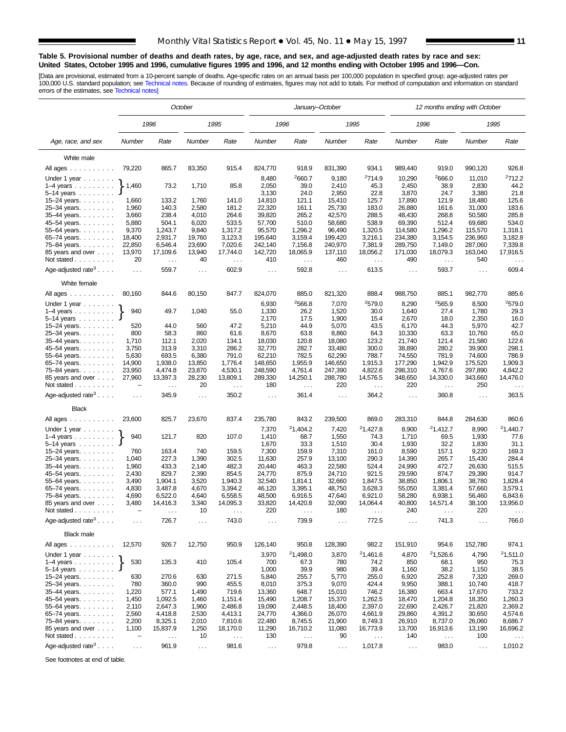**Table 5. Provisional number of deaths and death rates, by age, race, and sex, and age-adjusted death rates by race and sex: United States, October 1995 and 1996, cumulative figures 1995 and 1996, and 12 months ending with October 1995 and 1996—Con.**

[Data are provisional, estimated from a 10-percent sample of deaths. Age-specific rates on an annual basis per 100,000 population in specified group; age-adjusted rates per 100,000 U.S. standard population; see Technical notes. Because of rounding of estimates, figures may not add to totals. For method of computation and information on standard errors of the estimates, see Technical notes]

| Age, race, and sex | October | | | | January–October | | | | 12 months ending with October | | | |
|---|---|---|---|---|---|---|---|---|---|---|---|---|
| | 1996 | | 1995 | | 1996 | | 1995 | | 1996 | | 1995 | |
| | Number | Rate | Number | Rate | Number | Rate | Number | Rate | Number | Rate | Number | Rate |
| **White male** | | | | | | | | | | | | |
| All ages | 79,220 | 865.7 | 83,350 | 915.4 | 824,770 | 918.9 | 831,390 | 934.1 | 989,440 | 919.0 | 990,120 | 926.8 |
| Under 1 year | 1,460 | 73.2 | 1,710 | 85.8 | 8,480 | [2]660.7 | 9,180 | [2]714.9 | 10,290 | [2]666.0 | 11,010 | [2]712.2 |
| 1–4 years | | | | | 2,050 | 39.0 | 2,410 | 45.3 | 2,450 | 38.9 | 2,830 | 44.2 |
| 5–14 years | | | | | 3,130 | 24.0 | 2,950 | 22.8 | 3,870 | 24.7 | 3,380 | 21.8 |
| 15–24 years | 1,660 | 133.2 | 1,760 | 141.0 | 14,810 | 121.1 | 15,410 | 125.7 | 17,890 | 121.9 | 18,480 | 125.6 |
| 25–34 years | 1,960 | 140.3 | 2,580 | 181.2 | 22,320 | 161.1 | 25,730 | 183.0 | 26,880 | 161.6 | 31,000 | 183.6 |
| 35–44 years | 3,660 | 238.4 | 4,010 | 264.6 | 39,820 | 265.2 | 42,570 | 288.5 | 48,430 | 268.8 | 50,580 | 285.8 |
| 45–54 years | 5,880 | 504.1 | 6,020 | 533.5 | 57,700 | 510.0 | 58,680 | 538.9 | 69,390 | 512.4 | 69,680 | 534.0 |
| 55–64 years | 9,370 | 1,243.7 | 9,840 | 1,317.2 | 95,570 | 1,296.2 | 96,490 | 1,320.5 | 114,580 | 1,296.2 | 115,570 | 1,318.1 |
| 65–74 years | 18,400 | 2,931.7 | 19,760 | 3,123.3 | 195,640 | 3,159.4 | 199,420 | 3,216.1 | 234,380 | 3,154.5 | 236,960 | 3,182.8 |
| 75–84 years | 22,850 | 6,546.4 | 23,690 | 7,020.6 | 242,140 | 7,156.8 | 240,970 | 7,381.9 | 289,750 | 7,149.0 | 287,060 | 7,339.8 |
| 85 years and over | 13,970 | 17,109.6 | 13,940 | 17,744.0 | 142,720 | 18,065.9 | 137,110 | 18,056.2 | 171,030 | 18,079.3 | 163,040 | 17,916.5 |
| Not stated | 20 | . . . | 40 | . . . | 410 | . . . | 460 | . . . | 490 | . . . | 540 | . . . |
| Age-adjusted rate[3] | . . . | 559.7 | . . . | 602.9 | . . . | 592.8 | . . . | 613.5 | . . . | 593.7 | . . . | 609.4 |
| **White female** | | | | | | | | | | | | |
| All ages | 80,160 | 844.6 | 80,150 | 847.7 | 824,070 | 885.0 | 821,320 | 888.4 | 988,750 | 885.1 | 982,770 | 885.6 |
| Under 1 year | 940 | 49.7 | 1,040 | 55.0 | 6,930 | [2]566.8 | 7,070 | [2]579.0 | 8,290 | [2]565.9 | 8,500 | [2]579.0 |
| 1–4 years | | | | | 1,330 | 26.2 | 1,520 | 30.0 | 1,640 | 27.4 | 1,780 | 29.3 |
| 5–14 years | | | | | 2,170 | 17.5 | 1,900 | 15.4 | 2,670 | 18.0 | 2,350 | 16.0 |
| 15–24 years | 520 | 44.0 | 560 | 47.2 | 5,210 | 44.9 | 5,070 | 43.5 | 6,170 | 44.3 | 5,970 | 42.7 |
| 25–34 years | 800 | 58.3 | 860 | 61.6 | 8,670 | 63.8 | 8,860 | 64.3 | 10,330 | 63.3 | 10,760 | 65.0 |
| 35–44 years | 1,710 | 112.1 | 2,020 | 134.1 | 18,030 | 120.8 | 18,080 | 123.2 | 21,740 | 121.4 | 21,580 | 122.6 |
| 45–54 years | 3,750 | 313.9 | 3,310 | 286.2 | 32,770 | 282.7 | 33,480 | 300.0 | 38,890 | 280.2 | 39,900 | 298.1 |
| 55–64 years | 5,630 | 693.5 | 6,380 | 791.0 | 62,210 | 782.5 | 62,290 | 788.7 | 74,550 | 781.9 | 74,600 | 786.9 |
| 65–74 years | 14,900 | 1,938.0 | 13,850 | 1,776.4 | 148,650 | 1,955.9 | 146,650 | 1,915.3 | 177,290 | 1,942.9 | 175,520 | 1,909.3 |
| 75–84 years | 23,950 | 4,474.8 | 23,870 | 4,530.1 | 248,590 | 4,761.4 | 247,390 | 4,822.6 | 298,310 | 4,767.6 | 297,890 | 4,842.2 |
| 85 years and over | 27,960 | 13,397.3 | 28,230 | 13,809.1 | 289,330 | 14,250.1 | 288,780 | 14,576.5 | 348,650 | 14,330.0 | 343,660 | 14,476.0 |
| Not stated | – | . . . | 20 | . . . | 180 | . . . | 220 | . . . | 220 | . . . | 250 | . . . |
| Age-adjusted rate[3] | . . . | 345.9 | . . . | 350.2 | . . . | 361.4 | . . . | 364.2 | . . . | 360.8 | . . . | 363.5 |
| **Black** | | | | | | | | | | | | |
| All ages | 23,600 | 825.7 | 23,670 | 837.4 | 235,780 | 843.2 | 239,500 | 869.0 | 283,310 | 844.8 | 284,630 | 860.6 |
| Under 1 year | 940 | 121.7 | 820 | 107.0 | 7,370 | [2]1,404.2 | 7,420 | [2]1,427.8 | 8,900 | [2]1,412.7 | 8,990 | [2]1,440.7 |
| 1–4 years | | | | | 1,410 | 68.7 | 1,550 | 74.3 | 1,710 | 69.5 | 1,930 | 77.6 |
| 5–14 years | | | | | 1,670 | 33.3 | 1,510 | 30.4 | 1,930 | 32.2 | 1,830 | 31.1 |
| 15–24 years | 760 | 163.4 | 740 | 159.5 | 7,300 | 159.9 | 7,310 | 161.0 | 8,590 | 157.1 | 9,220 | 169.3 |
| 25–34 years | 1,040 | 227.3 | 1,390 | 302.5 | 11,630 | 257.9 | 13,100 | 290.3 | 14,390 | 265.7 | 15,430 | 284.4 |
| 35–44 years | 1,960 | 433.3 | 2,140 | 482.3 | 20,440 | 463.3 | 22,580 | 524.4 | 24,990 | 472.7 | 26,630 | 515.5 |
| 45–54 years | 2,430 | 829.7 | 2,390 | 854.5 | 24,770 | 875.9 | 24,710 | 921.5 | 29,590 | 874.7 | 29,390 | 914.7 |
| 55–64 years | 3,490 | 1,904.1 | 3,520 | 1,940.3 | 32,540 | 1,814.1 | 32,660 | 1,847.5 | 38,850 | 1,806.1 | 38,780 | 1,828.4 |
| 65–74 years | 4,830 | 3,487.8 | 4,670 | 3,394.2 | 46,120 | 3,395.1 | 48,750 | 3,628.3 | 55,050 | 3,381.4 | 57,660 | 3,579.1 |
| 75–84 years | 4,690 | 6,522.0 | 4,640 | 6,558.5 | 48,500 | 6,916.5 | 47,640 | 6,921.0 | 58,280 | 6,938.1 | 56,460 | 6,843.6 |
| 85 years and over | 3,480 | 14,416.3 | 3,340 | 14,095.3 | 33,820 | 14,420.8 | 32,090 | 14,064.4 | 40,800 | 14,571.4 | 38,100 | 13,956.0 |
| Not stated | – | . . . | 10 | . . . | 220 | . . . | 180 | . . . | 240 | . . . | 220 | . . . |
| Age-adjusted rate[3] | . . . | 726.7 | . . . | 743.0 | . . . | 739.9 | . . . | 772.5 | . . . | 741.3 | . . . | 766.0 |
| **Black male** | | | | | | | | | | | | |
| All ages | 12,570 | 926.7 | 12,750 | 950.9 | 126,140 | 950.8 | 128,390 | 982.2 | 151,910 | 954.6 | 152,780 | 974.1 |
| Under 1 year | 530 | 135.3 | 410 | 105.4 | 3,970 | [2]1,498.0 | 3,870 | [2]1,461.6 | 4,870 | [2]1,526.6 | 4,790 | [2]1,511.0 |
| 1–4 years | | | | | 700 | 67.3 | 780 | 74.2 | 850 | 68.1 | 950 | 75.3 |
| 5–14 years | | | | | 1,000 | 39.9 | 980 | 39.4 | 1,160 | 38.2 | 1,150 | 38.5 |
| 15–24 years | 630 | 270.6 | 630 | 271.5 | 5,840 | 255.7 | 5,770 | 255.0 | 6,920 | 252.8 | 7,320 | 269.0 |
| 25–34 years | 780 | 360.0 | 990 | 455.5 | 8,010 | 375.3 | 9,070 | 424.4 | 9,950 | 388.1 | 10,740 | 418.7 |
| 35–44 years | 1,220 | 577.1 | 1,490 | 719.6 | 13,360 | 648.7 | 15,010 | 746.2 | 16,380 | 663.4 | 17,670 | 733.2 |
| 45–54 years | 1,450 | 1,092.5 | 1,460 | 1,151.4 | 15,490 | 1,208.7 | 15,370 | 1,262.5 | 18,470 | 1,204.8 | 18,350 | 1,260.3 |
| 55–64 years | 2,110 | 2,647.3 | 1,960 | 2,486.8 | 19,090 | 2,448.5 | 18,400 | 2,397.0 | 22,690 | 2,426.7 | 21,820 | 2,369.2 |
| 65–74 years | 2,560 | 4,418.8 | 2,530 | 4,413.1 | 24,770 | 4,366.0 | 26,070 | 4,661.9 | 29,860 | 4,391.2 | 30,650 | 4,574.6 |
| 75–84 years | 2,200 | 8,325.1 | 2,010 | 7,810.6 | 22,480 | 8,745.5 | 21,900 | 8,749.3 | 26,910 | 8,737.0 | 26,060 | 8,686.7 |
| 85 years and over | 1,100 | 15,837.9 | 1,250 | 18,170.0 | 11,290 | 16,710.2 | 11,080 | 16,773.9 | 13,700 | 16,913.6 | 13,190 | 16,696.2 |
| Not stated | – | . . . | 10 | . . . | 130 | . . . | 90 | . . . | 140 | . . . | 100 | . . . |
| Age-adjusted rate[3] | . . . | 961.9 | . . . | 981.6 | . . . | 979.8 | . . . | 1,017.8 | . . . | 983.0 | . . . | 1,010.2 |

Note: For October, the figures for under 1 year, 1–4 years, and 5–14 years are combined (under 15 years).

See footnotes at end of table.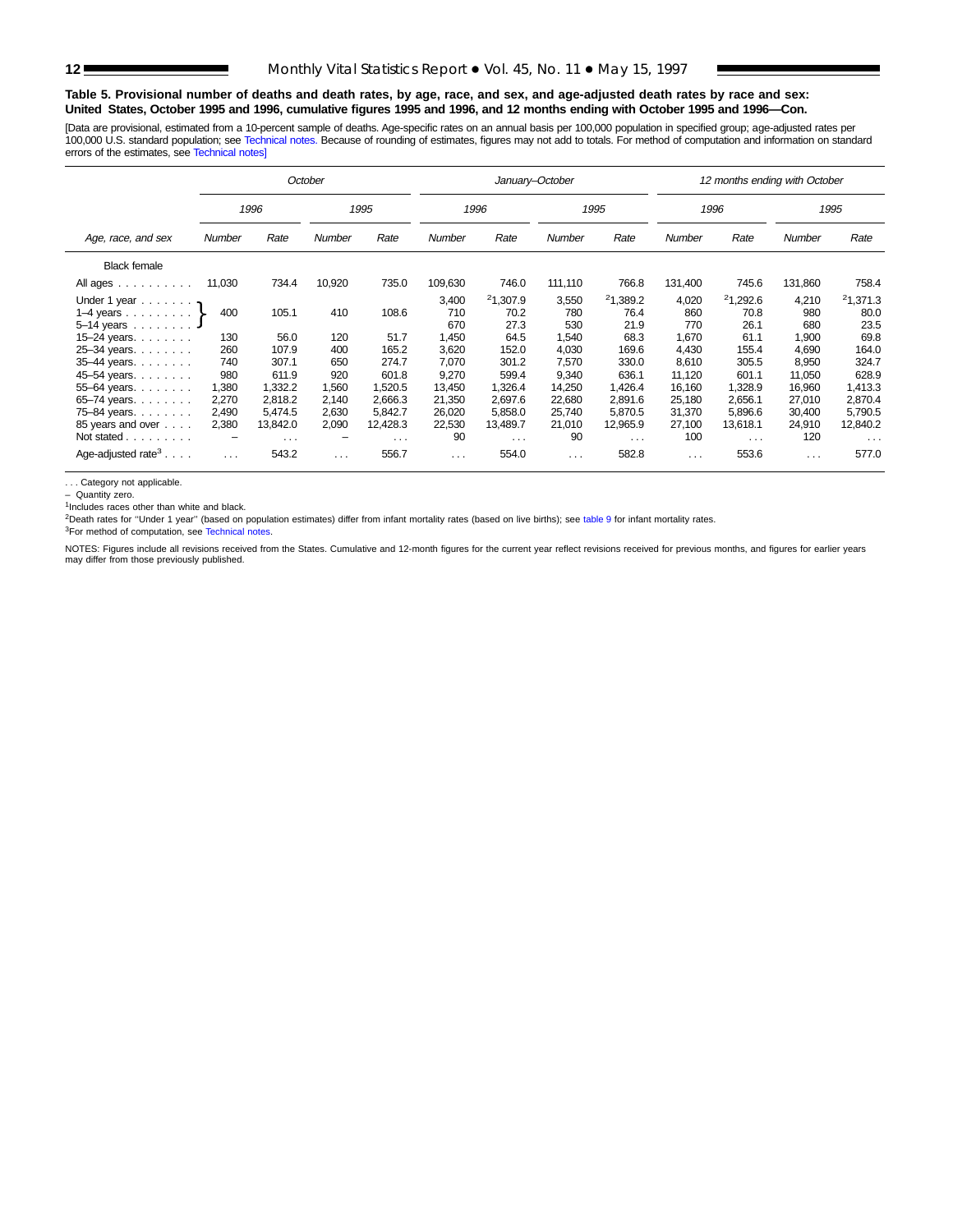**Table 5. Provisional number of deaths and death rates, by age, race, and sex, and age-adjusted death rates by race and sex: United States, October 1995 and 1996, cumulative figures 1995 and 1996, and 12 months ending with October 1995 and 1996—Con.**

[Data are provisional, estimated from a 10-percent sample of deaths. Age-specific rates on an annual basis per 100,000 population in specified group; age-adjusted rates per 100,000 U.S. standard population; see Technical notes. Because of rounding of estimates, figures may not add to totals. For method of computation and information on standard errors of the estimates, see Technical notes]

| Age, race, and sex | October | | | | January–October | | | | 12 months ending with October | | | |
|---|---|---|---|---|---|---|---|---|---|---|---|---|
| | 1996 | | 1995 | | 1996 | | 1995 | | 1996 | | 1995 | |
| | Number | Rate | Number | Rate | Number | Rate | Number | Rate | Number | Rate | Number | Rate |
| **Black female** | | | | | | | | | | | | |
| All ages | 11,030 | 734.4 | 10,920 | 735.0 | 109,630 | 746.0 | 111,110 | 766.8 | 131,400 | 745.6 | 131,860 | 758.4 |
| Under 1 year | 400 | 105.1 | 410 | 108.6 | 3,400 | [2]1,307.9 | 3,550 | [2]1,389.2 | 4,020 | [2]1,292.6 | 4,210 | [2]1,371.3 |
| 1–4 years | | | | | 710 | 70.2 | 780 | 76.4 | 860 | 70.8 | 980 | 80.0 |
| 5–14 years | | | | | 670 | 27.3 | 530 | 21.9 | 770 | 26.1 | 680 | 23.5 |
| 15–24 years | 130 | 56.0 | 120 | 51.7 | 1,450 | 64.5 | 1,540 | 68.3 | 1,670 | 61.1 | 1,900 | 69.8 |
| 25–34 years | 260 | 107.9 | 400 | 165.2 | 3,620 | 152.0 | 4,030 | 169.6 | 4,430 | 155.4 | 4,690 | 164.0 |
| 35–44 years | 740 | 307.1 | 650 | 274.7 | 7,070 | 301.2 | 7,570 | 330.0 | 8,610 | 305.5 | 8,950 | 324.7 |
| 45–54 years | 980 | 611.9 | 920 | 601.8 | 9,270 | 599.4 | 9,340 | 636.1 | 11,120 | 601.1 | 11,050 | 628.9 |
| 55–64 years | 1,380 | 1,332.2 | 1,560 | 1,520.5 | 13,450 | 1,326.4 | 14,250 | 1,426.4 | 16,160 | 1,328.9 | 16,960 | 1,413.3 |
| 65–74 years | 2,270 | 2,818.2 | 2,140 | 2,666.3 | 21,350 | 2,697.6 | 22,680 | 2,891.6 | 25,180 | 2,656.1 | 27,010 | 2,870.4 |
| 75–84 years | 2,490 | 5,474.5 | 2,630 | 5,842.7 | 26,020 | 5,858.0 | 25,740 | 5,870.5 | 31,370 | 5,896.6 | 30,400 | 5,790.5 |
| 85 years and over | 2,380 | 13,842.0 | 2,090 | 12,428.3 | 22,530 | 13,489.7 | 21,010 | 12,965.9 | 27,100 | 13,618.1 | 24,910 | 12,840.2 |
| Not stated | – | . . . | – | . . . | 90 | . . . | 90 | . . . | 100 | . . . | 120 | . . . |
| Age-adjusted rate[3] | . . . | 543.2 | . . . | 556.7 | . . . | 554.0 | . . . | 582.8 | . . . | 553.6 | . . . | 577.0 |

Note: In the October columns, the figures for Under 1 year, 1–4 years, and 5–14 years are combined (bracketed) into a single value.

. . . Category not applicable.

– Quantity zero.

[1]Includes races other than white and black.

[2]Death rates for ''Under 1 year'' (based on population estimates) differ from infant mortality rates (based on live births); see table 9 for infant mortality rates.

[3]For method of computation, see Technical notes.

NOTES: Figures include all revisions received from the States. Cumulative and 12-month figures for the current year reflect revisions received for previous months, and figures for earlier years may differ from those previously published.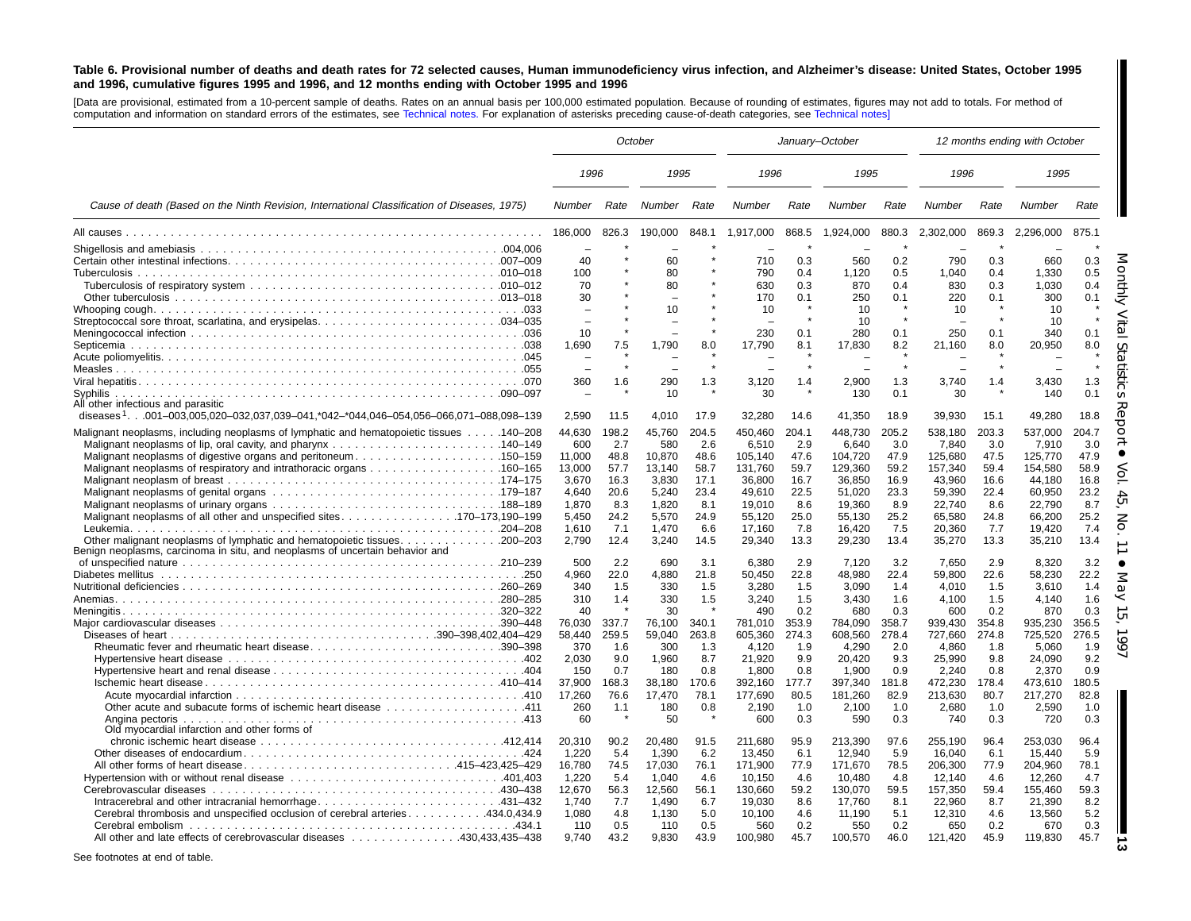**Table 6. Provisional number of deaths and death rates for 72 selected causes, Human immunodeficiency virus infection, and Alzheimer's disease: United States, October 1995 and 1996, cumulative figures 1995 and 1996, and 12 months ending with October 1995 and 1996**

[Data are provisional, estimated from a 10-percent sample of deaths. Rates on an annual basis per 100,000 estimated population. Because of rounding of estimates, figures may not add to totals. For method of computation and information on standard errors of the estimates, see Technical notes. For explanation of asterisks preceding cause-of-death categories, see Technical notes]

| Cause of death (Based on the Ninth Revision, International Classification of Diseases, 1975) | October | | | | January–October | | | | 12 months ending with October | | | |
|---|---|---|---|---|---|---|---|---|---|---|---|---|
| | 1996 | | 1995 | | 1996 | | 1995 | | 1996 | | 1995 | |
| | Number | Rate | Number | Rate | Number | Rate | Number | Rate | Number | Rate | Number | Rate |
| All causes | 186,000 | 826.3 | 190,000 | 848.1 | 1,917,000 | 868.5 | 1,924,000 | 880.3 | 2,302,000 | 869.3 | 2,296,000 | 875.1 |
| Shigellosis and amebiasis .004,006 | – | * | – | * | – | * | – | * | – | * | – | * |
| Certain other intestinal infections .007–009 | 40 | * | 60 | * | 710 | 0.3 | 560 | 0.2 | 790 | 0.3 | 660 | 0.3 |
| Tuberculosis .010–018 | 100 | * | 80 | * | 790 | 0.4 | 1,120 | 0.5 | 1,040 | 0.4 | 1,330 | 0.5 |
| Tuberculosis of respiratory system .010–012 | 70 | * | 80 | * | 630 | 0.3 | 870 | 0.4 | 830 | 0.3 | 1,030 | 0.4 |
| Other tuberculosis .013–018 | 30 | * | – | * | 170 | 0.1 | 250 | 0.1 | 220 | 0.1 | 300 | 0.1 |
| Whooping cough .033 | – | * | 10 | * | 10 | * | 10 | * | 10 | * | 10 | * |
| Streptococcal sore throat, scarlatina, and erysipelas .034–035 | – | * | – | * | – | * | 10 | * | – | * | 10 | * |
| Meningococcal infection .036 | 10 | * | – | * | 230 | 0.1 | 280 | 0.1 | 250 | 0.1 | 340 | 0.1 |
| Septicemia .038 | 1,690 | 7.5 | 1,790 | 8.0 | 17,790 | 8.1 | 17,830 | 8.2 | 21,160 | 8.0 | 20,950 | 8.0 |
| Acute poliomyelitis .045 | – | * | – | * | – | * | – | * | – | * | – | * |
| Measles .055 | – | * | – | * | – | * | – | * | – | * | – | * |
| Viral hepatitis .070 | 360 | 1.6 | 290 | 1.3 | 3,120 | 1.4 | 2,900 | 1.3 | 3,740 | 1.4 | 3,430 | 1.3 |
| Syphilis .090–097 | – | * | 10 | * | 30 | * | 130 | 0.1 | 30 | * | 140 | 0.1 |
| All other infectious and parasitic diseases[1] .001–003,005,020–032,037,039–041,*042–*044,046–054,056–066,071–088,098–139 | 2,590 | 11.5 | 4,010 | 17.9 | 32,280 | 14.6 | 41,350 | 18.9 | 39,930 | 15.1 | 49,280 | 18.8 |
| Malignant neoplasms, including neoplasms of lymphatic and hematopoietic tissues .140–208 | 44,630 | 198.2 | 45,760 | 204.5 | 450,460 | 204.1 | 448,730 | 205.2 | 538,180 | 203.3 | 537,000 | 204.7 |
| Malignant neoplasms of lip, oral cavity, and pharynx .140–149 | 600 | 2.7 | 580 | 2.6 | 6,510 | 2.9 | 6,640 | 3.0 | 7,840 | 3.0 | 7,910 | 3.0 |
| Malignant neoplasms of digestive organs and peritoneum .150–159 | 11,000 | 48.8 | 10,870 | 48.6 | 105,140 | 47.6 | 104,720 | 47.9 | 125,680 | 47.5 | 125,770 | 47.9 |
| Malignant neoplasms of respiratory and intrathoracic organs .160–165 | 13,000 | 57.7 | 13,140 | 58.7 | 131,760 | 59.7 | 129,360 | 59.2 | 157,340 | 59.4 | 154,580 | 58.9 |
| Malignant neoplasm of breast .174–175 | 3,670 | 16.3 | 3,830 | 17.1 | 36,800 | 16.7 | 36,850 | 16.9 | 43,960 | 16.6 | 44,180 | 16.8 |
| Malignant neoplasms of genital organs .179–187 | 4,640 | 20.6 | 5,240 | 23.4 | 49,610 | 22.5 | 51,020 | 23.3 | 59,390 | 22.4 | 60,950 | 23.2 |
| Malignant neoplasms of urinary organs .188–189 | 1,870 | 8.3 | 1,820 | 8.1 | 19,010 | 8.6 | 19,360 | 8.9 | 22,740 | 8.6 | 22,790 | 8.7 |
| Malignant neoplasms of all other and unspecified sites .170–173,190–199 | 5,450 | 24.2 | 5,570 | 24.9 | 55,120 | 25.0 | 55,130 | 25.2 | 65,580 | 24.8 | 66,200 | 25.2 |
| Leukemia .204–208 | 1,610 | 7.1 | 1,470 | 6.6 | 17,160 | 7.8 | 16,420 | 7.5 | 20,360 | 7.7 | 19,420 | 7.4 |
| Other malignant neoplasms of lymphatic and hematopoietic tissues .200–203 | 2,790 | 12.4 | 3,240 | 14.5 | 29,340 | 13.3 | 29,230 | 13.4 | 35,270 | 13.3 | 35,210 | 13.4 |
| Benign neoplasms, carcinoma in situ, and neoplasms of uncertain behavior and of unspecified nature .210–239 | 500 | 2.2 | 690 | 3.1 | 6,380 | 2.9 | 7,120 | 3.2 | 7,650 | 2.9 | 8,320 | 3.2 |
| Diabetes mellitus .250 | 4,960 | 22.0 | 4,880 | 21.8 | 50,450 | 22.8 | 48,980 | 22.4 | 59,800 | 22.6 | 58,230 | 22.2 |
| Nutritional deficiencies .260–269 | 340 | 1.5 | 330 | 1.5 | 3,280 | 1.5 | 3,090 | 1.4 | 4,010 | 1.5 | 3,610 | 1.4 |
| Anemias .280–285 | 310 | 1.4 | 330 | 1.5 | 3,240 | 1.5 | 3,430 | 1.6 | 4,100 | 1.5 | 4,140 | 1.6 |
| Meningitis .320–322 | 40 | * | 30 | * | 490 | 0.2 | 680 | 0.3 | 600 | 0.2 | 870 | 0.3 |
| Major cardiovascular diseases .390–448 | 76,030 | 337.7 | 76,100 | 340.1 | 781,010 | 353.9 | 784,090 | 358.7 | 939,430 | 354.8 | 935,230 | 356.5 |
| Diseases of heart .390–398,402,404–429 | 58,440 | 259.5 | 59,040 | 263.8 | 605,360 | 274.3 | 608,560 | 278.4 | 727,660 | 274.8 | 725,520 | 276.5 |
| Rheumatic fever and rheumatic heart disease .390–398 | 370 | 1.6 | 300 | 1.3 | 4,120 | 1.9 | 4,290 | 2.0 | 4,860 | 1.8 | 5,060 | 1.9 |
| Hypertensive heart disease .402 | 2,030 | 9.0 | 1,960 | 8.7 | 21,920 | 9.9 | 20,420 | 9.3 | 25,990 | 9.8 | 24,090 | 9.2 |
| Hypertensive heart and renal disease .404 | 150 | 0.7 | 180 | 0.8 | 1,800 | 0.8 | 1,900 | 0.9 | 2,240 | 0.8 | 2,370 | 0.9 |
| Ischemic heart disease .410–414 | 37,900 | 168.3 | 38,180 | 170.6 | 392,160 | 177.7 | 397,340 | 181.8 | 472,230 | 178.4 | 473,610 | 180.5 |
| Acute myocardial infarction .410 | 17,260 | 76.6 | 17,470 | 78.1 | 177,690 | 80.5 | 181,260 | 82.9 | 213,630 | 80.7 | 217,270 | 82.8 |
| Other acute and subacute forms of ischemic heart disease .411 | 260 | 1.1 | 180 | 0.8 | 2,190 | 1.0 | 2,100 | 1.0 | 2,680 | 1.0 | 2,590 | 1.0 |
| Angina pectoris .413 | 60 | * | 50 | * | 600 | 0.3 | 590 | 0.3 | 740 | 0.3 | 720 | 0.3 |
| Old myocardial infarction and other forms of chronic ischemic heart disease .412,414 | 20,310 | 90.2 | 20,480 | 91.5 | 211,680 | 95.9 | 213,390 | 97.6 | 255,190 | 96.4 | 253,030 | 96.4 |
| Other diseases of endocardium .424 | 1,220 | 5.4 | 1,390 | 6.2 | 13,450 | 6.1 | 12,940 | 5.9 | 16,040 | 6.1 | 15,440 | 5.9 |
| All other forms of heart disease .415–423,425–429 | 16,780 | 74.5 | 17,030 | 76.1 | 171,900 | 77.9 | 171,670 | 78.5 | 206,300 | 77.9 | 204,960 | 78.1 |
| Hypertension with or without renal disease .401,403 | 1,220 | 5.4 | 1,040 | 4.6 | 10,150 | 4.6 | 10,480 | 4.8 | 12,140 | 4.6 | 12,260 | 4.7 |
| Cerebrovascular diseases .430–438 | 12,670 | 56.3 | 12,560 | 56.1 | 130,660 | 59.2 | 130,070 | 59.5 | 157,350 | 59.4 | 155,460 | 59.3 |
| Intracerebral and other intracranial hemorrhage .431–432 | 1,740 | 7.7 | 1,490 | 6.7 | 19,030 | 8.6 | 17,760 | 8.1 | 22,960 | 8.7 | 21,390 | 8.2 |
| Cerebral thrombosis and unspecified occlusion of cerebral arteries .434.0,434.9 | 1,080 | 4.8 | 1,130 | 5.0 | 10,100 | 4.6 | 11,190 | 5.1 | 12,310 | 4.6 | 13,560 | 5.2 |
| Cerebral embolism .434.1 | 110 | 0.5 | 110 | 0.5 | 560 | 0.2 | 550 | 0.2 | 650 | 0.2 | 670 | 0.3 |
| All other and late effects of cerebrovascular diseases .430,433,435–438 | 9,740 | 43.2 | 9,830 | 43.9 | 100,980 | 45.7 | 100,570 | 46.0 | 121,420 | 45.9 | 119,830 | 45.7 |

See footnotes at end of table.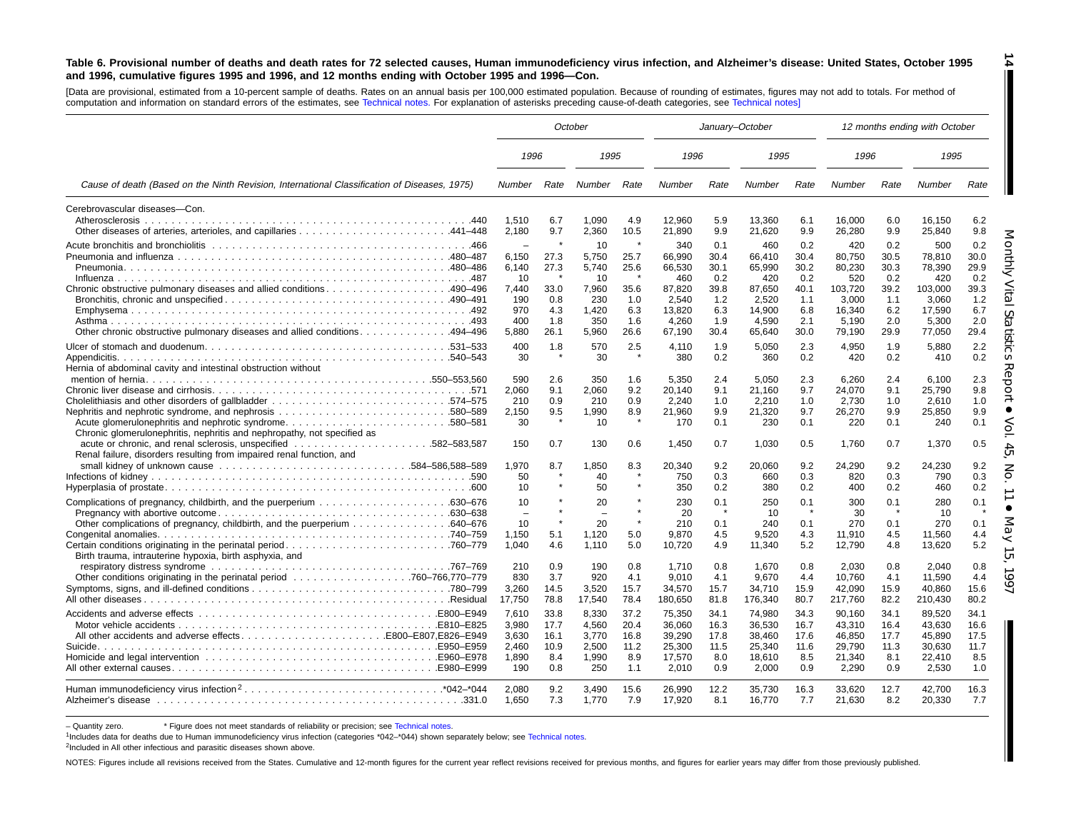**Table 6. Provisional number of deaths and death rates for 72 selected causes, Human immunodeficiency virus infection, and Alzheimer's disease: United States, October 1995 and 1996, cumulative figures 1995 and 1996, and 12 months ending with October 1995 and 1996—Con.**

[Data are provisional, estimated from a 10-percent sample of deaths. Rates on an annual basis per 100,000 estimated population. Because of rounding of estimates, figures may not add to totals. For method of computation and information on standard errors of the estimates, see Technical notes. For explanation of asterisks preceding cause-of-death categories, see Technical notes]

| Cause of death (Based on the Ninth Revision, International Classification of Diseases, 1975) | October | | | | January–October | | | | 12 months ending with October | | | |
|---|---|---|---|---|---|---|---|---|---|---|---|---|
| | 1996 | | 1995 | | 1996 | | 1995 | | 1996 | | 1995 | |
| | Number | Rate | Number | Rate | Number | Rate | Number | Rate | Number | Rate | Number | Rate |
| Cerebrovascular diseases—Con. | | | | | | | | | | | | |
| Atherosclerosis .440 | 1,510 | 6.7 | 1,090 | 4.9 | 12,960 | 5.9 | 13,360 | 6.1 | 16,000 | 6.0 | 16,150 | 6.2 |
| Other diseases of arteries, arterioles, and capillaries .441–448 | 2,180 | 9.7 | 2,360 | 10.5 | 21,890 | 9.9 | 21,620 | 9.9 | 26,280 | 9.9 | 25,840 | 9.8 |
| Acute bronchitis and bronchiolitis .466 | – | * | 10 | * | 340 | 0.1 | 460 | 0.2 | 420 | 0.2 | 500 | 0.2 |
| Pneumonia and influenza .480–487 | 6,150 | 27.3 | 5,750 | 25.7 | 66,990 | 30.4 | 66,410 | 30.4 | 80,750 | 30.5 | 78,810 | 30.0 |
| Pneumonia .480–486 | 6,140 | 27.3 | 5,740 | 25.6 | 66,530 | 30.1 | 65,990 | 30.2 | 80,230 | 30.3 | 78,390 | 29.9 |
| Influenza .487 | 10 | * | 10 | * | 460 | 0.2 | 420 | 0.2 | 520 | 0.2 | 420 | 0.2 |
| Chronic obstructive pulmonary diseases and allied conditions .490–496 | 7,440 | 33.0 | 7,960 | 35.6 | 87,820 | 39.8 | 87,650 | 40.1 | 103,720 | 39.2 | 103,000 | 39.3 |
| Bronchitis, chronic and unspecified .490–491 | 190 | 0.8 | 230 | 1.0 | 2,540 | 1.2 | 2,520 | 1.1 | 3,000 | 1.1 | 3,060 | 1.2 |
| Emphysema .492 | 970 | 4.3 | 1,420 | 6.3 | 13,820 | 6.3 | 14,900 | 6.8 | 16,340 | 6.2 | 17,590 | 6.7 |
| Asthma .493 | 400 | 1.8 | 350 | 1.6 | 4,260 | 1.9 | 4,590 | 2.1 | 5,190 | 2.0 | 5,300 | 2.0 |
| Other chronic obstructive pulmonary diseases and allied conditions .494–496 | 5,880 | 26.1 | 5,960 | 26.6 | 67,190 | 30.4 | 65,640 | 30.0 | 79,190 | 29.9 | 77,050 | 29.4 |
| Ulcer of stomach and duodenum .531–533 | 400 | 1.8 | 570 | 2.5 | 4,110 | 1.9 | 5,050 | 2.3 | 4,950 | 1.9 | 5,880 | 2.2 |
| Appendicitis .540–543 | 30 | * | 30 | * | 380 | 0.2 | 360 | 0.2 | 420 | 0.2 | 410 | 0.2 |
| Hernia of abdominal cavity and intestinal obstruction without mention of hernia .550–553,560 | 590 | 2.6 | 350 | 1.6 | 5,350 | 2.4 | 5,050 | 2.3 | 6,260 | 2.4 | 6,100 | 2.3 |
| Chronic liver disease and cirrhosis .571 | 2,060 | 9.1 | 2,060 | 9.2 | 20,140 | 9.1 | 21,160 | 9.7 | 24,070 | 9.1 | 25,790 | 9.8 |
| Cholelithiasis and other disorders of gallbladder .574–575 | 210 | 0.9 | 210 | 0.9 | 2,240 | 1.0 | 2,210 | 1.0 | 2,730 | 1.0 | 2,610 | 1.0 |
| Nephritis and nephrotic syndrome, and nephrosis .580–589 | 2,150 | 9.5 | 1,990 | 8.9 | 21,960 | 9.9 | 21,320 | 9.7 | 26,270 | 9.9 | 25,850 | 9.9 |
| Acute glomerulonephritis and nephrotic syndrome .580–581 | 30 | * | 10 | * | 170 | 0.1 | 230 | 0.1 | 220 | 0.1 | 240 | 0.1 |
| Chronic glomerulonephritis, nephritis and nephropathy, not specified as acute or chronic, and renal sclerosis, unspecified .582–583,587 | 150 | 0.7 | 130 | 0.6 | 1,450 | 0.7 | 1,030 | 0.5 | 1,760 | 0.7 | 1,370 | 0.5 |
| Renal failure, disorders resulting from impaired renal function, and small kidney of unknown cause .584–586,588–589 | 1,970 | 8.7 | 1,850 | 8.3 | 20,340 | 9.2 | 20,060 | 9.2 | 24,290 | 9.2 | 24,230 | 9.2 |
| Infections of kidney .590 | 50 | * | 40 | * | 750 | 0.3 | 660 | 0.3 | 820 | 0.3 | 790 | 0.3 |
| Hyperplasia of prostate .600 | 10 | * | 50 | * | 350 | 0.2 | 380 | 0.2 | 400 | 0.2 | 460 | 0.2 |
| Complications of pregnancy, childbirth, and the puerperium .630–676 | 10 | * | 20 | * | 230 | 0.1 | 250 | 0.1 | 300 | 0.1 | 280 | 0.1 |
| Pregnancy with abortive outcome .630–638 | – | * | – | * | 20 | * | 10 | * | 30 | * | 10 | * |
| Other complications of pregnancy, childbirth, and the puerperium .640–676 | 10 | * | 20 | * | 210 | 0.1 | 240 | 0.1 | 270 | 0.1 | 270 | 0.1 |
| Congenital anomalies .740–759 | 1,150 | 5.1 | 1,120 | 5.0 | 9,870 | 4.5 | 9,520 | 4.3 | 11,910 | 4.5 | 11,560 | 4.4 |
| Certain conditions originating in the perinatal period .760–779 | 1,040 | 4.6 | 1,110 | 5.0 | 10,720 | 4.9 | 11,340 | 5.2 | 12,790 | 4.8 | 13,620 | 5.2 |
| Birth trauma, intrauterine hypoxia, birth asphyxia, and respiratory distress syndrome .767–769 | 210 | 0.9 | 190 | 0.8 | 1,710 | 0.8 | 1,670 | 0.8 | 2,030 | 0.8 | 2,040 | 0.8 |
| Other conditions originating in the perinatal period .760–766,770–779 | 830 | 3.7 | 920 | 4.1 | 9,010 | 4.1 | 9,670 | 4.4 | 10,760 | 4.1 | 11,590 | 4.4 |
| Symptoms, signs, and ill-defined conditions .780–799 | 3,260 | 14.5 | 3,520 | 15.7 | 34,570 | 15.7 | 34,710 | 15.9 | 42,090 | 15.9 | 40,860 | 15.6 |
| All other diseases .Residual | 17,750 | 78.8 | 17,540 | 78.4 | 180,650 | 81.8 | 176,340 | 80.7 | 217,760 | 82.2 | 210,430 | 80.2 |
| Accidents and adverse effects .E800–E949 | 7,610 | 33.8 | 8,330 | 37.2 | 75,350 | 34.1 | 74,980 | 34.3 | 90,160 | 34.1 | 89,520 | 34.1 |
| Motor vehicle accidents .E810–E825 | 3,980 | 17.7 | 4,560 | 20.4 | 36,060 | 16.3 | 36,530 | 16.7 | 43,310 | 16.4 | 43,630 | 16.6 |
| All other accidents and adverse effects .E800–E807,E826–E949 | 3,630 | 16.1 | 3,770 | 16.8 | 39,290 | 17.8 | 38,460 | 17.6 | 46,850 | 17.7 | 45,890 | 17.5 |
| Suicide .E950–E959 | 2,460 | 10.9 | 2,500 | 11.2 | 25,300 | 11.5 | 25,340 | 11.6 | 29,790 | 11.3 | 30,630 | 11.7 |
| Homicide and legal intervention .E960–E978 | 1,890 | 8.4 | 1,990 | 8.9 | 17,570 | 8.0 | 18,610 | 8.5 | 21,340 | 8.1 | 22,410 | 8.5 |
| All other external causes .E980–E999 | 190 | 0.8 | 250 | 1.1 | 2,010 | 0.9 | 2,000 | 0.9 | 2,290 | 0.9 | 2,530 | 1.0 |
| Human immunodeficiency virus infection[2] .*042–*044 | 2,080 | 9.2 | 3,490 | 15.6 | 26,990 | 12.2 | 35,730 | 16.3 | 33,620 | 12.7 | 42,700 | 16.3 |
| Alzheimer's disease .331.0 | 1,650 | 7.3 | 1,770 | 7.9 | 17,920 | 8.1 | 16,770 | 7.7 | 21,630 | 8.2 | 20,330 | 7.7 |

– Quantity zero. * Figure does not meet standards of reliability or precision; see Technical notes.

[1]Includes data for deaths due to Human immunodeficiency virus infection (categories *042–*044) shown separately below; see Technical notes.

[2]Included in All other infectious and parasitic diseases shown above.

NOTES: Figures include all revisions received from the States. Cumulative and 12-month figures for the current year reflect revisions received for previous months, and figures for earlier years may differ from those previously published.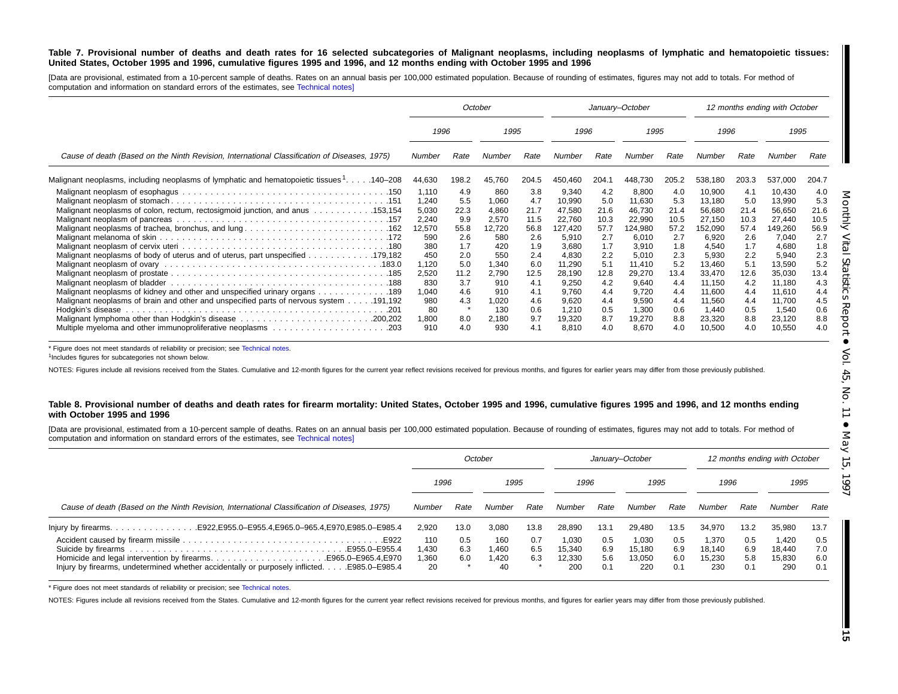**Table 7. Provisional number of deaths and death rates for 16 selected subcategories of Malignant neoplasms, including neoplasms of lymphatic and hematopoietic tissues: United States, October 1995 and 1996, cumulative figures 1995 and 1996, and 12 months ending with October 1995 and 1996**

[Data are provisional, estimated from a 10-percent sample of deaths. Rates on an annual basis per 100,000 estimated population. Because of rounding of estimates, figures may not add to totals. For method of computation and information on standard errors of the estimates, see Technical notes]

| Cause of death (Based on the Ninth Revision, International Classification of Diseases, 1975) | October | | | | January–October | | | | 12 months ending with October | | | |
|---|---|---|---|---|---|---|---|---|---|---|---|---|
| | 1996 | | 1995 | | 1996 | | 1995 | | 1996 | | 1995 | |
| | Number | Rate | Number | Rate | Number | Rate | Number | Rate | Number | Rate | Number | Rate |
| Malignant neoplasms, including neoplasms of lymphatic and hematopoietic tissues[1] . . . . .140–208 | 44,630 | 198.2 | 45,760 | 204.5 | 450,460 | 204.1 | 448,730 | 205.2 | 538,180 | 203.3 | 537,000 | 204.7 |
| Malignant neoplasm of esophagus . . . . .150 | 1,110 | 4.9 | 860 | 3.8 | 9,340 | 4.2 | 8,800 | 4.0 | 10,900 | 4.1 | 10,430 | 4.0 |
| Malignant neoplasm of stomach . . . . .151 | 1,240 | 5.5 | 1,060 | 4.7 | 10,990 | 5.0 | 11,630 | 5.3 | 13,180 | 5.0 | 13,990 | 5.3 |
| Malignant neoplasms of colon, rectum, rectosigmoid junction, and anus . . . . .153,154 | 5,030 | 22.3 | 4,860 | 21.7 | 47,580 | 21.6 | 46,730 | 21.4 | 56,680 | 21.4 | 56,650 | 21.6 |
| Malignant neoplasm of pancreas . . . . .157 | 2,240 | 9.9 | 2,570 | 11.5 | 22,760 | 10.3 | 22,990 | 10.5 | 27,150 | 10.3 | 27,440 | 10.5 |
| Malignant neoplasms of trachea, bronchus, and lung . . . . .162 | 12,570 | 55.8 | 12,720 | 56.8 | 127,420 | 57.7 | 124,980 | 57.2 | 152,090 | 57.4 | 149,260 | 56.9 |
| Malignant melanoma of skin . . . . .172 | 590 | 2.6 | 580 | 2.6 | 5,910 | 2.7 | 6,010 | 2.7 | 6,920 | 2.6 | 7,040 | 2.7 |
| Malignant neoplasm of cervix uteri . . . . .180 | 380 | 1.7 | 420 | 1.9 | 3,680 | 1.7 | 3,910 | 1.8 | 4,540 | 1.7 | 4,680 | 1.8 |
| Malignant neoplasms of body of uterus and of uterus, part unspecified . . . . .179,182 | 450 | 2.0 | 550 | 2.4 | 4,830 | 2.2 | 5,010 | 2.3 | 5,930 | 2.2 | 5,940 | 2.3 |
| Malignant neoplasm of ovary . . . . .183.0 | 1,120 | 5.0 | 1,340 | 6.0 | 11,290 | 5.1 | 11,410 | 5.2 | 13,460 | 5.1 | 13,590 | 5.2 |
| Malignant neoplasm of prostate . . . . .185 | 2,520 | 11.2 | 2,790 | 12.5 | 28,190 | 12.8 | 29,270 | 13.4 | 33,470 | 12.6 | 35,030 | 13.4 |
| Malignant neoplasm of bladder . . . . .188 | 830 | 3.7 | 910 | 4.1 | 9,250 | 4.2 | 9,640 | 4.4 | 11,150 | 4.2 | 11,180 | 4.3 |
| Malignant neoplasms of kidney and other and unspecified urinary organs . . . . .189 | 1,040 | 4.6 | 910 | 4.1 | 9,760 | 4.4 | 9,720 | 4.4 | 11,600 | 4.4 | 11,610 | 4.4 |
| Malignant neoplasms of brain and other and unspecified parts of nervous system . . . . .191,192 | 980 | 4.3 | 1,020 | 4.6 | 9,620 | 4.4 | 9,590 | 4.4 | 11,560 | 4.4 | 11,700 | 4.5 |
| Hodgkin's disease . . . . .201 | 80 | * | 130 | 0.6 | 1,210 | 0.5 | 1,300 | 0.6 | 1,440 | 0.5 | 1,540 | 0.6 |
| Malignant lymphoma other than Hodgkin's disease . . . . .200,202 | 1,800 | 8.0 | 2,180 | 9.7 | 19,320 | 8.7 | 19,270 | 8.8 | 23,320 | 8.8 | 23,120 | 8.8 |
| Multiple myeloma and other immunoproliferative neoplasms . . . . .203 | 910 | 4.0 | 930 | 4.1 | 8,810 | 4.0 | 8,670 | 4.0 | 10,500 | 4.0 | 10,550 | 4.0 |

* Figure does not meet standards of reliability or precision; see Technical notes.

[1]Includes figures for subcategories not shown below.

NOTES: Figures include all revisions received from the States. Cumulative and 12-month figures for the current year reflect revisions received for previous months, and figures for earlier years may differ from those previously published.

**Table 8. Provisional number of deaths and death rates for firearm mortality: United States, October 1995 and 1996, cumulative figures 1995 and 1996, and 12 months ending with October 1995 and 1996**

[Data are provisional, estimated from a 10-percent sample of deaths. Rates on an annual basis per 100,000 estimated population. Because of rounding of estimates, figures may not add to totals. For method of computation and information on standard errors of the estimates, see Technical notes]

| Cause of death (Based on the Ninth Revision, International Classification of Diseases, 1975) | October | | | | January–October | | | | 12 months ending with October | | | |
|---|---|---|---|---|---|---|---|---|---|---|---|---|
| | 1996 | | 1995 | | 1996 | | 1995 | | 1996 | | 1995 | |
| | Number | Rate | Number | Rate | Number | Rate | Number | Rate | Number | Rate | Number | Rate |
| Injury by firearms . . . . .E922,E955.0–E955.4,E965.0–965.4,E970,E985.0–E985.4 | 2,920 | 13.0 | 3,080 | 13.8 | 28,890 | 13.1 | 29,480 | 13.5 | 34,970 | 13.2 | 35,980 | 13.7 |
| Accident caused by firearm missile . . . . .E922 | 110 | 0.5 | 160 | 0.7 | 1,030 | 0.5 | 1,030 | 0.5 | 1,370 | 0.5 | 1,420 | 0.5 |
| Suicide by firearms . . . . .E955.0–E955.4 | 1,430 | 6.3 | 1,460 | 6.5 | 15,340 | 6.9 | 15,180 | 6.9 | 18,140 | 6.9 | 18,440 | 7.0 |
| Homicide and legal intervention by firearms . . . . .E965.0–E965.4,E970 | 1,360 | 6.0 | 1,420 | 6.3 | 12,330 | 5.6 | 13,050 | 6.0 | 15,230 | 5.8 | 15,830 | 6.0 |
| Injury by firearms, undetermined whether accidentally or purposely inflicted . . . . .E985.0–E985.4 | 20 | * | 40 | * | 200 | 0.1 | 220 | 0.1 | 230 | 0.1 | 290 | 0.1 |

* Figure does not meet standards of reliability or precision; see Technical notes.

NOTES: Figures include all revisions received from the States. Cumulative and 12-month figures for the current year reflect revisions received for previous months, and figures for earlier years may differ from those previously published.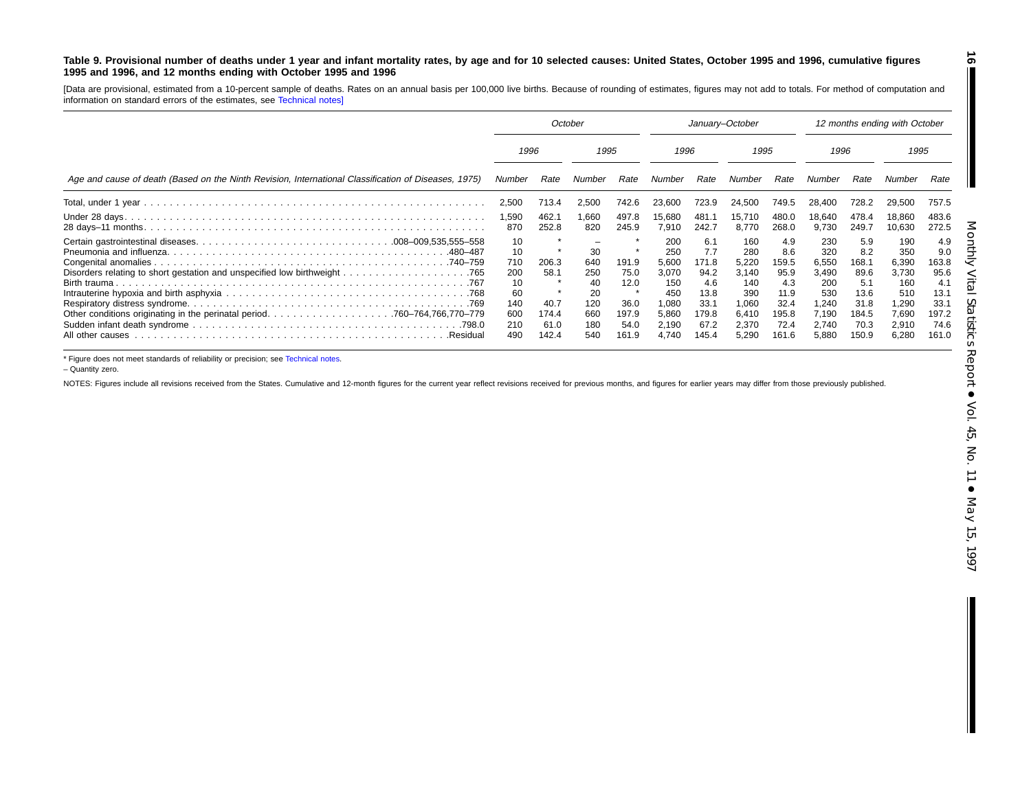**Table 9. Provisional number of deaths under 1 year and infant mortality rates, by age and for 10 selected causes: United States, October 1995 and 1996, cumulative figures 1995 and 1996, and 12 months ending with October 1995 and 1996**

[Data are provisional, estimated from a 10-percent sample of deaths. Rates on an annual basis per 100,000 live births. Because of rounding of estimates, figures may not add to totals. For method of computation and information on standard errors of the estimates, see Technical notes]

| Age and cause of death (Based on the Ninth Revision, International Classification of Diseases, 1975) | October | | | | January–October | | | | 12 months ending with October | | | |
|---|---|---|---|---|---|---|---|---|---|---|---|---|
| | 1996 | | 1995 | | 1996 | | 1995 | | 1996 | | 1995 | |
| | Number | Rate | Number | Rate | Number | Rate | Number | Rate | Number | Rate | Number | Rate |
| Total, under 1 year | 2,500 | 713.4 | 2,500 | 742.6 | 23,600 | 723.9 | 24,500 | 749.5 | 28,400 | 728.2 | 29,500 | 757.5 |
| Under 28 days | 1,590 | 462.1 | 1,660 | 497.8 | 15,680 | 481.1 | 15,710 | 480.0 | 18,640 | 478.4 | 18,860 | 483.6 |
| 28 days–11 months | 870 | 252.8 | 820 | 245.9 | 7,910 | 242.7 | 8,770 | 268.0 | 9,730 | 249.7 | 10,630 | 272.5 |
| Certain gastrointestinal diseases .008–009,535,555–558 | 10 | * | – | * | 200 | 6.1 | 160 | 4.9 | 230 | 5.9 | 190 | 4.9 |
| Pneumonia and influenza .480–487 | 10 | * | 30 | * | 250 | 7.7 | 280 | 8.6 | 320 | 8.2 | 350 | 9.0 |
| Congenital anomalies .740–759 | 710 | 206.3 | 640 | 191.9 | 5,600 | 171.8 | 5,220 | 159.5 | 6,550 | 168.1 | 6,390 | 163.8 |
| Disorders relating to short gestation and unspecified low birthweight .765 | 200 | 58.1 | 250 | 75.0 | 3,070 | 94.2 | 3,140 | 95.9 | 3,490 | 89.6 | 3,730 | 95.6 |
| Birth trauma .767 | 10 | * | 40 | 12.0 | 150 | 4.6 | 140 | 4.3 | 200 | 5.1 | 160 | 4.1 |
| Intrauterine hypoxia and birth asphyxia .768 | 60 | * | 20 | * | 450 | 13.8 | 390 | 11.9 | 530 | 13.6 | 510 | 13.1 |
| Respiratory distress syndrome .769 | 140 | 40.7 | 120 | 36.0 | 1,080 | 33.1 | 1,060 | 32.4 | 1,240 | 31.8 | 1,290 | 33.1 |
| Other conditions originating in the perinatal period .760–764,766,770–779 | 600 | 174.4 | 660 | 197.9 | 5,860 | 179.8 | 6,410 | 195.8 | 7,190 | 184.5 | 7,690 | 197.2 |
| Sudden infant death syndrome .798.0 | 210 | 61.0 | 180 | 54.0 | 2,190 | 67.2 | 2,370 | 72.4 | 2,740 | 70.3 | 2,910 | 74.6 |
| All other causes .Residual | 490 | 142.4 | 540 | 161.9 | 4,740 | 145.4 | 5,290 | 161.6 | 5,880 | 150.9 | 6,280 | 161.0 |

* Figure does not meet standards of reliability or precision; see Technical notes.

– Quantity zero.

NOTES: Figures include all revisions received from the States. Cumulative and 12-month figures for the current year reflect revisions received for previous months, and figures for earlier years may differ from those previously published.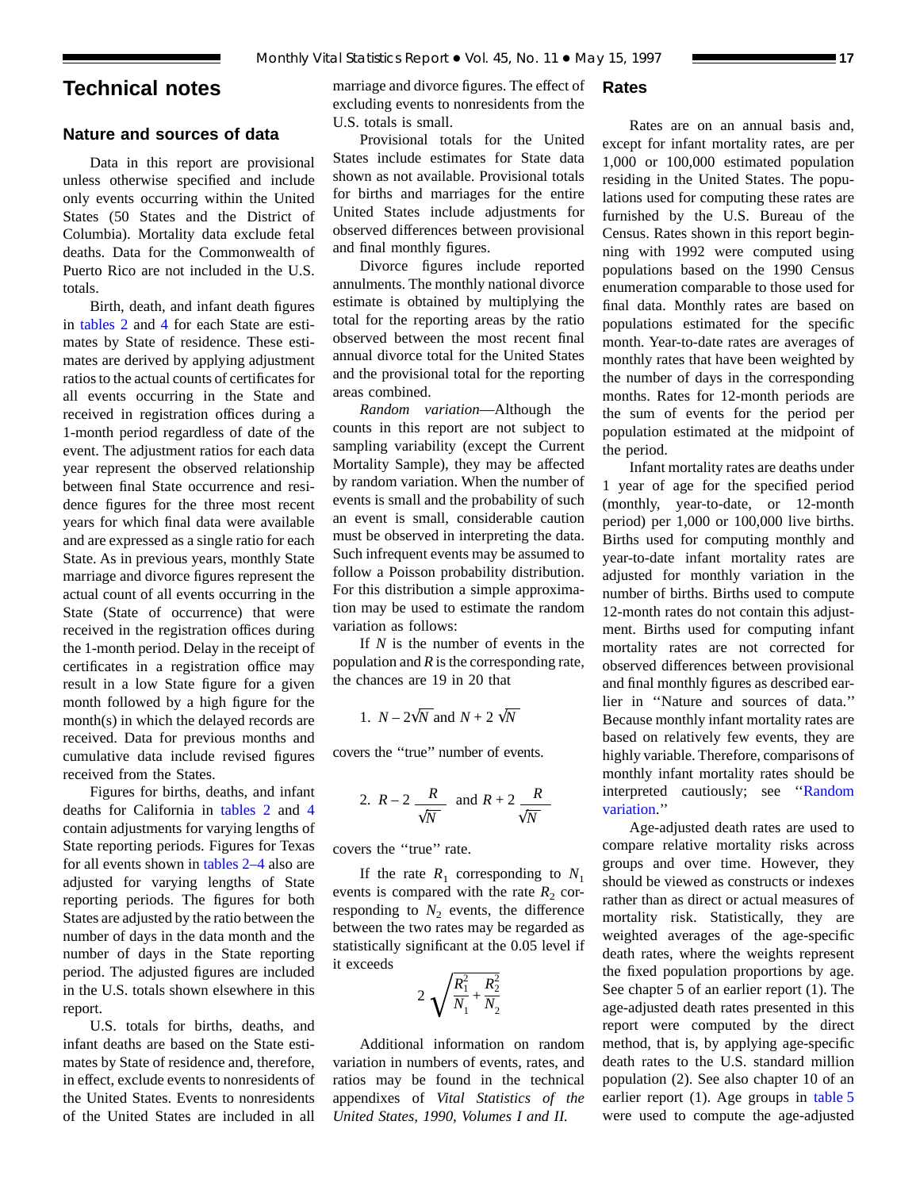# Technical notes

## Nature and sources of data

Data in this report are provisional unless otherwise specified and include only events occurring within the United States (50 States and the District of Columbia). Mortality data exclude fetal deaths. Data for the Commonwealth of Puerto Rico are not included in the U.S. totals.

Birth, death, and infant death figures in tables 2 and 4 for each State are estimates by State of residence. These estimates are derived by applying adjustment ratios to the actual counts of certificates for all events occurring in the State and received in registration offices during a 1-month period regardless of date of the event. The adjustment ratios for each data year represent the observed relationship between final State occurrence and residence figures for the three most recent years for which final data were available and are expressed as a single ratio for each State. As in previous years, monthly State marriage and divorce figures represent the actual count of all events occurring in the State (State of occurrence) that were received in the registration offices during the 1-month period. Delay in the receipt of certificates in a registration office may result in a low State figure for a given month followed by a high figure for the month(s) in which the delayed records are received. Data for previous months and cumulative data include revised figures received from the States.

Figures for births, deaths, and infant deaths for California in tables 2 and 4 contain adjustments for varying lengths of State reporting periods. Figures for Texas for all events shown in tables 2–4 also are adjusted for varying lengths of State reporting periods. The figures for both States are adjusted by the ratio between the number of days in the data month and the number of days in the State reporting period. The adjusted figures are included in the U.S. totals shown elsewhere in this report.

U.S. totals for births, deaths, and infant deaths are based on the State estimates by State of residence and, therefore, in effect, exclude events to nonresidents of the United States. Events to nonresidents of the United States are included in all marriage and divorce figures. The effect of excluding events to nonresidents from the U.S. totals is small.

Provisional totals for the United States include estimates for State data shown as not available. Provisional totals for births and marriages for the entire United States include adjustments for observed differences between provisional and final monthly figures.

Divorce figures include reported annulments. The monthly national divorce estimate is obtained by multiplying the total for the reporting areas by the ratio observed between the most recent final annual divorce total for the United States and the provisional total for the reporting areas combined.

*Random variation*—Although the counts in this report are not subject to sampling variability (except the Current Mortality Sample), they may be affected by random variation. When the number of events is small and the probability of such an event is small, considerable caution must be observed in interpreting the data. Such infrequent events may be assumed to follow a Poisson probability distribution. For this distribution a simple approximation may be used to estimate the random variation as follows:

If $N$ is the number of events in the population and $R$ is the corresponding rate, the chances are 19 in 20 that

1. $N - 2\sqrt{N}$ and $N + 2\sqrt{N}$

covers the ''true'' number of events.

2. $R - 2\dfrac{R}{\sqrt{N}}$ and $R + 2\dfrac{R}{\sqrt{N}}$

covers the ''true'' rate.

If the rate $R_1$ corresponding to $N_1$ events is compared with the rate $R_2$ corresponding to $N_2$ events, the difference between the two rates may be regarded as statistically significant at the 0.05 level if it exceeds

$$2\sqrt{\frac{R_1^2}{N_1} + \frac{R_2^2}{N_2}}$$

Additional information on random variation in numbers of events, rates, and ratios may be found in the technical appendixes of *Vital Statistics of the United States, 1990, Volumes I and II.*

## Rates

Rates are on an annual basis and, except for infant mortality rates, are per 1,000 or 100,000 estimated population residing in the United States. The populations used for computing these rates are furnished by the U.S. Bureau of the Census. Rates shown in this report beginning with 1992 were computed using populations based on the 1990 Census enumeration comparable to those used for final data. Monthly rates are based on populations estimated for the specific month. Year-to-date rates are averages of monthly rates that have been weighted by the number of days in the corresponding months. Rates for 12-month periods are the sum of events for the period per population estimated at the midpoint of the period.

Infant mortality rates are deaths under 1 year of age for the specified period (monthly, year-to-date, or 12-month period) per 1,000 or 100,000 live births. Births used for computing monthly and year-to-date infant mortality rates are adjusted for monthly variation in the number of births. Births used to compute 12-month rates do not contain this adjustment. Births used for computing infant mortality rates are not corrected for observed differences between provisional and final monthly figures as described earlier in ''Nature and sources of data.'' Because monthly infant mortality rates are based on relatively few events, they are highly variable. Therefore, comparisons of monthly infant mortality rates should be interpreted cautiously; see ''Random variation.''

Age-adjusted death rates are used to compare relative mortality risks across groups and over time. However, they should be viewed as constructs or indexes rather than as direct or actual measures of mortality risk. Statistically, they are weighted averages of the age-specific death rates, where the weights represent the fixed population proportions by age. See chapter 5 of an earlier report (1). The age-adjusted death rates presented in this report were computed by the direct method, that is, by applying age-specific death rates to the U.S. standard million population (2). See also chapter 10 of an earlier report (1). Age groups in table 5 were used to compute the age-adjusted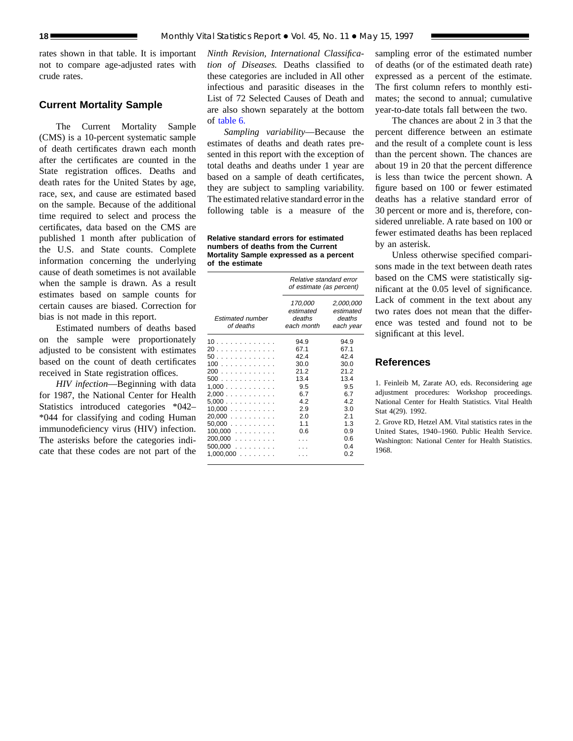rates shown in that table. It is important not to compare age-adjusted rates with crude rates.

## Current Mortality Sample

The Current Mortality Sample (CMS) is a 10-percent systematic sample of death certificates drawn each month after the certificates are counted in the State registration offices. Deaths and death rates for the United States by age, race, sex, and cause are estimated based on the sample. Because of the additional time required to select and process the certificates, data based on the CMS are published 1 month after publication of the U.S. and State counts. Complete information concerning the underlying cause of death sometimes is not available when the sample is drawn. As a result estimates based on sample counts for certain causes are biased. Correction for bias is not made in this report.

Estimated numbers of deaths based on the sample were proportionately adjusted to be consistent with estimates based on the count of death certificates received in State registration offices.

*HIV infection*—Beginning with data for 1987, the National Center for Health Statistics introduced categories *042–*044 for classifying and coding Human immunodeficiency virus (HIV) infection. The asterisks before the categories indicate that these codes are not part of the *Ninth Revision, International Classification of Diseases.* Deaths classified to these categories are included in All other infectious and parasitic diseases in the List of 72 Selected Causes of Death and are also shown separately at the bottom of table 6.

*Sampling variability*—Because the estimates of deaths and death rates presented in this report with the exception of total deaths and deaths under 1 year are based on a sample of death certificates, they are subject to sampling variability. The estimated relative standard error in the following table is a measure of the sampling error of the estimated number of deaths (or of the estimated death rate) expressed as a percent of the estimate. The first column refers to monthly estimates; the second to annual; cumulative year-to-date totals fall between the two.

**Relative standard errors for estimated numbers of deaths from the Current Mortality Sample expressed as a percent of the estimate**

| Estimated number of deaths | Relative standard error of estimate (as percent) | |
|---|---|---|
| | 170,000 estimated deaths each month | 2,000,000 estimated deaths each year |
| 10 | 94.9 | 94.9 |
| 20 | 67.1 | 67.1 |
| 50 | 42.4 | 42.4 |
| 100 | 30.0 | 30.0 |
| 200 | 21.2 | 21.2 |
| 500 | 13.4 | 13.4 |
| 1,000 | 9.5 | 9.5 |
| 2,000 | 6.7 | 6.7 |
| 5,000 | 4.2 | 4.2 |
| 10,000 | 2.9 | 3.0 |
| 20,000 | 2.0 | 2.1 |
| 50,000 | 1.1 | 1.3 |
| 100,000 | 0.6 | 0.9 |
| 200,000 | . . . | 0.6 |
| 500,000 | . . . | 0.4 |
| 1,000,000 | . . . | 0.2 |

The chances are about 2 in 3 that the percent difference between an estimate and the result of a complete count is less than the percent shown. The chances are about 19 in 20 that the percent difference is less than twice the percent shown. A figure based on 100 or fewer estimated deaths has a relative standard error of 30 percent or more and is, therefore, considered unreliable. A rate based on 100 or fewer estimated deaths has been replaced by an asterisk.

Unless otherwise specified comparisons made in the text between death rates based on the CMS were statistically significant at the 0.05 level of significance. Lack of comment in the text about any two rates does not mean that the difference was tested and found not to be significant at this level.

## References

1. Feinleib M, Zarate AO, eds. Reconsidering age adjustment procedures: Workshop proceedings. National Center for Health Statistics. Vital Health Stat 4(29). 1992.

2. Grove RD, Hetzel AM. Vital statistics rates in the United States, 1940–1960. Public Health Service. Washington: National Center for Health Statistics. 1968.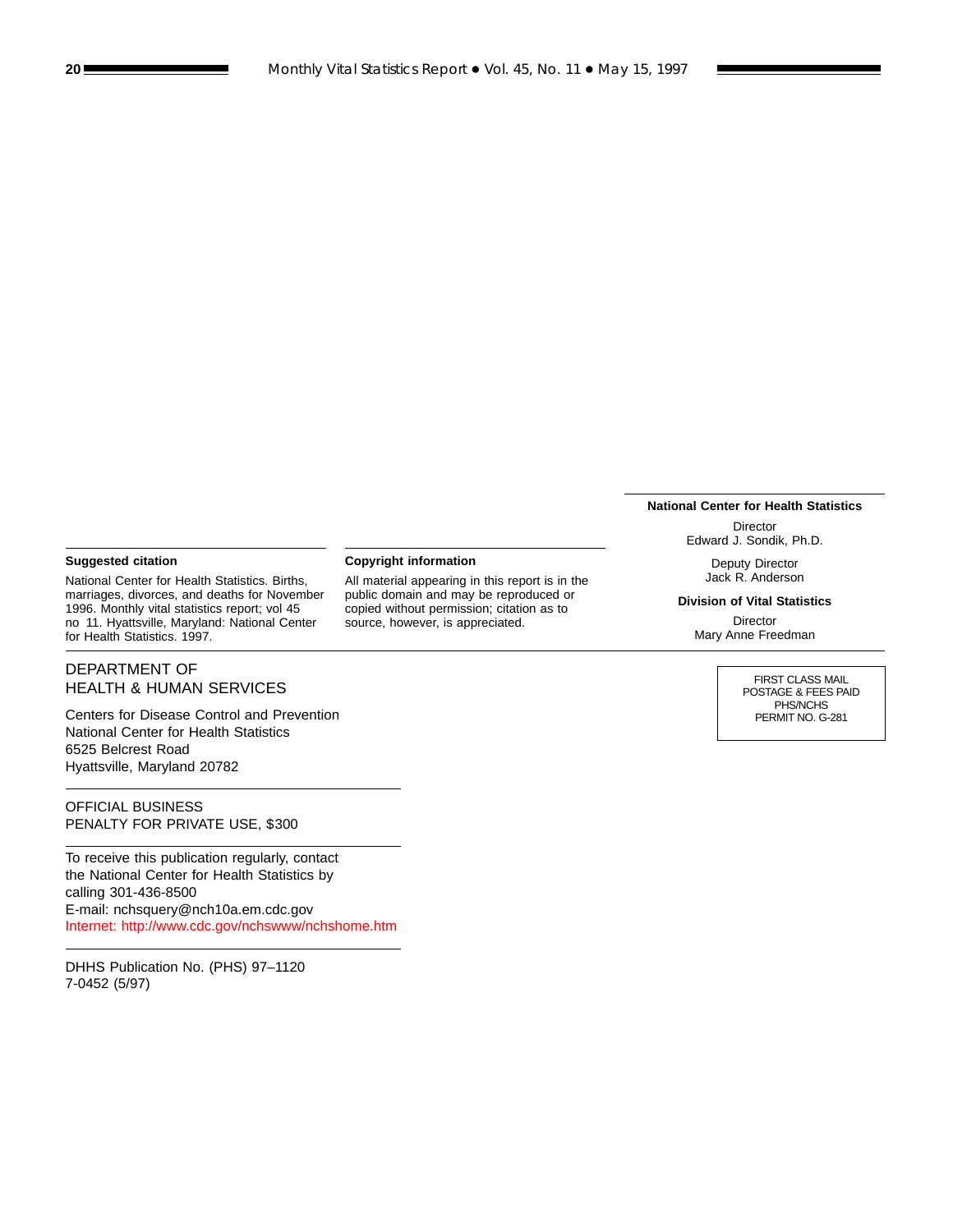**National Center for Health Statistics**

Director
Edward J. Sondik, Ph.D.

Deputy Director
Jack R. Anderson

**Division of Vital Statistics**

Director
Mary Anne Freedman

**Suggested citation**

National Center for Health Statistics. Births, marriages, divorces, and deaths for November 1996. Monthly vital statistics report; vol 45 no 11. Hyattsville, Maryland: National Center for Health Statistics. 1997.

**Copyright information**

All material appearing in this report is in the public domain and may be reproduced or copied without permission; citation as to source, however, is appreciated.

DEPARTMENT OF
HEALTH & HUMAN SERVICES

Centers for Disease Control and Prevention
National Center for Health Statistics
6525 Belcrest Road
Hyattsville, Maryland 20782

OFFICIAL BUSINESS
PENALTY FOR PRIVATE USE, $300

To receive this publication regularly, contact the National Center for Health Statistics by calling 301-436-8500
E-mail: nchsquery@nch10a.em.cdc.gov
Internet: http://www.cdc.gov/nchswww/nchshome.htm

DHHS Publication No. (PHS) 97–1120
7-0452 (5/97)

FIRST CLASS MAIL
POSTAGE & FEES PAID
PHS/NCHS
PERMIT NO. G-281